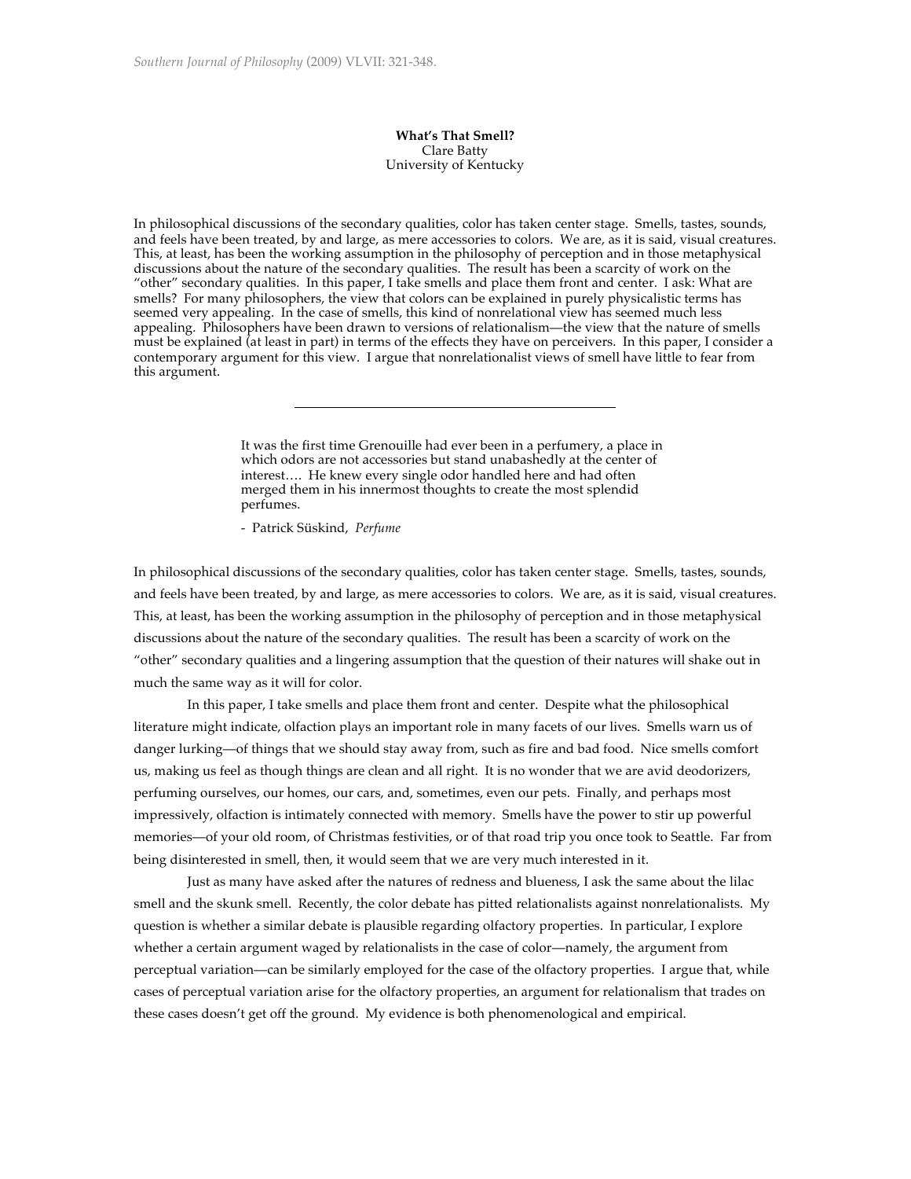Southern Journal of Philosophy (2009) VLVII: 321-348.

**What's That Smell?**
Clare Batty
University of Kentucky

In philosophical discussions of the secondary qualities, color has taken center stage. Smells, tastes, sounds, and feels have been treated, by and large, as mere accessories to colors. We are, as it is said, visual creatures. This, at least, has been the working assumption in the philosophy of perception and in those metaphysical discussions about the nature of the secondary qualities. The result has been a scarcity of work on the "other" secondary qualities. In this paper, I take smells and place them front and center. I ask: What are smells? For many philosophers, the view that colors can be explained in purely physicalistic terms has seemed very appealing. In the case of smells, this kind of nonrelational view has seemed much less appealing. Philosophers have been drawn to versions of relationalism—the view that the nature of smells must be explained (at least in part) in terms of the effects they have on perceivers. In this paper, I consider a contemporary argument for this view. I argue that nonrelationalist views of smell have little to fear from this argument.

---

> It was the first time Grenouille had ever been in a perfumery, a place in which odors are not accessories but stand unabashedly at the center of interest…. He knew every single odor handled here and had often merged them in his innermost thoughts to create the most splendid perfumes.
>
> - Patrick Süskind, *Perfume*

In philosophical discussions of the secondary qualities, color has taken center stage. Smells, tastes, sounds, and feels have been treated, by and large, as mere accessories to colors. We are, as it is said, visual creatures. This, at least, has been the working assumption in the philosophy of perception and in those metaphysical discussions about the nature of the secondary qualities. The result has been a scarcity of work on the "other" secondary qualities and a lingering assumption that the question of their natures will shake out in much the same way as it will for color.

In this paper, I take smells and place them front and center. Despite what the philosophical literature might indicate, olfaction plays an important role in many facets of our lives. Smells warn us of danger lurking—of things that we should stay away from, such as fire and bad food. Nice smells comfort us, making us feel as though things are clean and all right. It is no wonder that we are avid deodorizers, perfuming ourselves, our homes, our cars, and, sometimes, even our pets. Finally, and perhaps most impressively, olfaction is intimately connected with memory. Smells have the power to stir up powerful memories—of your old room, of Christmas festivities, or of that road trip you once took to Seattle. Far from being disinterested in smell, then, it would seem that we are very much interested in it.

Just as many have asked after the natures of redness and blueness, I ask the same about the lilac smell and the skunk smell. Recently, the color debate has pitted relationalists against nonrelationalists. My question is whether a similar debate is plausible regarding olfactory properties. In particular, I explore whether a certain argument waged by relationalists in the case of color—namely, the argument from perceptual variation—can be similarly employed for the case of the olfactory properties. I argue that, while cases of perceptual variation arise for the olfactory properties, an argument for relationalism that trades on these cases doesn't get off the ground. My evidence is both phenomenological and empirical.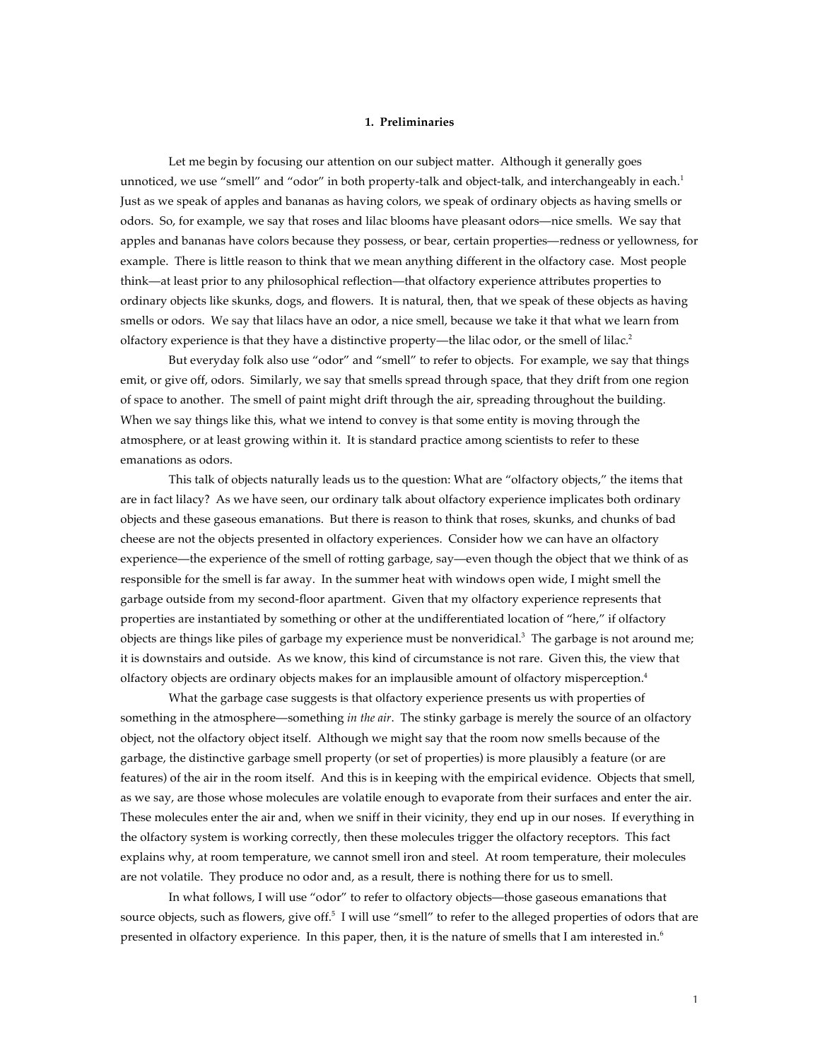## 1. Preliminaries

Let me begin by focusing our attention on our subject matter. Although it generally goes unnoticed, we use "smell" and "odor" in both property-talk and object-talk, and interchangeably in each.[1] Just as we speak of apples and bananas as having colors, we speak of ordinary objects as having smells or odors. So, for example, we say that roses and lilac blooms have pleasant odors—nice smells. We say that apples and bananas have colors because they possess, or bear, certain properties—redness or yellowness, for example. There is little reason to think that we mean anything different in the olfactory case. Most people think—at least prior to any philosophical reflection—that olfactory experience attributes properties to ordinary objects like skunks, dogs, and flowers. It is natural, then, that we speak of these objects as having smells or odors. We say that lilacs have an odor, a nice smell, because we take it that what we learn from olfactory experience is that they have a distinctive property—the lilac odor, or the smell of lilac.[2]

But everyday folk also use "odor" and "smell" to refer to objects. For example, we say that things emit, or give off, odors. Similarly, we say that smells spread through space, that they drift from one region of space to another. The smell of paint might drift through the air, spreading throughout the building. When we say things like this, what we intend to convey is that some entity is moving through the atmosphere, or at least growing within it. It is standard practice among scientists to refer to these emanations as odors.

This talk of objects naturally leads us to the question: What are "olfactory objects," the items that are in fact lilacy? As we have seen, our ordinary talk about olfactory experience implicates both ordinary objects and these gaseous emanations. But there is reason to think that roses, skunks, and chunks of bad cheese are not the objects presented in olfactory experiences. Consider how we can have an olfactory experience—the experience of the smell of rotting garbage, say—even though the object that we think of as responsible for the smell is far away. In the summer heat with windows open wide, I might smell the garbage outside from my second-floor apartment. Given that my olfactory experience represents that properties are instantiated by something or other at the undifferentiated location of "here," if olfactory objects are things like piles of garbage my experience must be nonveridical.[3] The garbage is not around me; it is downstairs and outside. As we know, this kind of circumstance is not rare. Given this, the view that olfactory objects are ordinary objects makes for an implausible amount of olfactory misperception.[4]

What the garbage case suggests is that olfactory experience presents us with properties of something in the atmosphere—something *in the air*. The stinky garbage is merely the source of an olfactory object, not the olfactory object itself. Although we might say that the room now smells because of the garbage, the distinctive garbage smell property (or set of properties) is more plausibly a feature (or are features) of the air in the room itself. And this is in keeping with the empirical evidence. Objects that smell, as we say, are those whose molecules are volatile enough to evaporate from their surfaces and enter the air. These molecules enter the air and, when we sniff in their vicinity, they end up in our noses. If everything in the olfactory system is working correctly, then these molecules trigger the olfactory receptors. This fact explains why, at room temperature, we cannot smell iron and steel. At room temperature, their molecules are not volatile. They produce no odor and, as a result, there is nothing there for us to smell.

In what follows, I will use "odor" to refer to olfactory objects—those gaseous emanations that source objects, such as flowers, give off.[5] I will use "smell" to refer to the alleged properties of odors that are presented in olfactory experience. In this paper, then, it is the nature of smells that I am interested in.[6]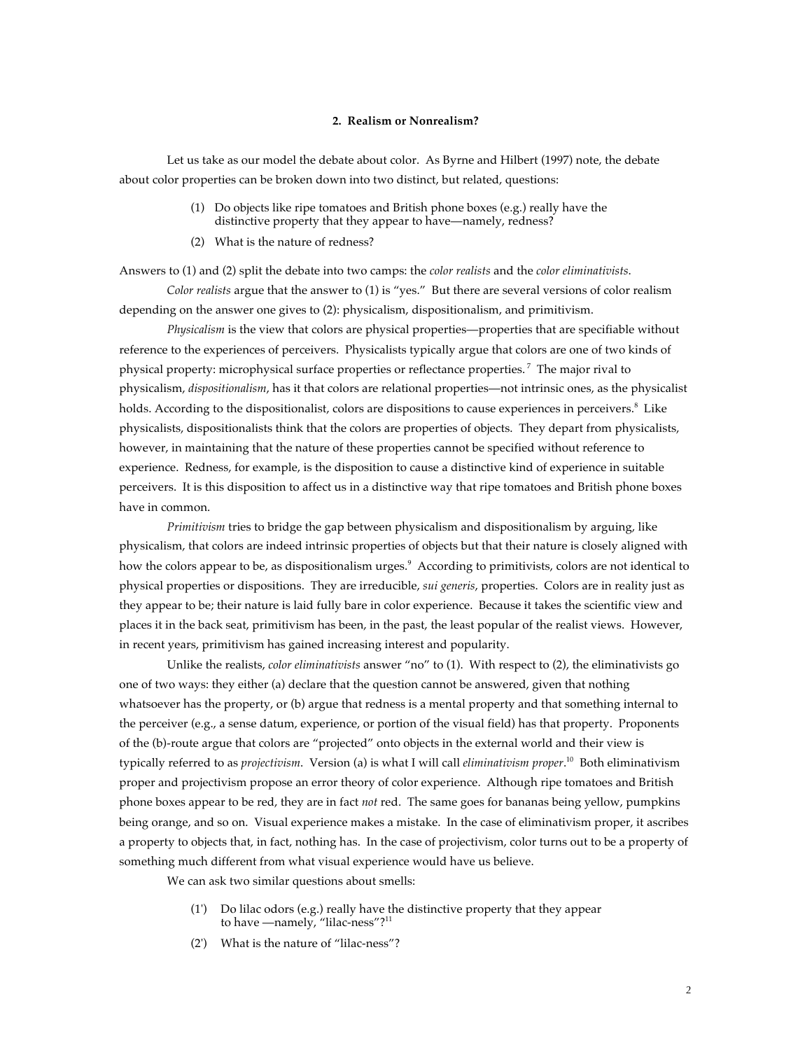### 2. Realism or Nonrealism?

Let us take as our model the debate about color. As Byrne and Hilbert (1997) note, the debate about color properties can be broken down into two distinct, but related, questions:

(1) Do objects like ripe tomatoes and British phone boxes (e.g.) really have the distinctive property that they appear to have—namely, redness?

(2) What is the nature of redness?

Answers to (1) and (2) split the debate into two camps: the *color realists* and the *color eliminativists*.

*Color realists* argue that the answer to (1) is "yes." But there are several versions of color realism depending on the answer one gives to (2): physicalism, dispositionalism, and primitivism.

*Physicalism* is the view that colors are physical properties—properties that are specifiable without reference to the experiences of perceivers. Physicalists typically argue that colors are one of two kinds of physical property: microphysical surface properties or reflectance properties.[7] The major rival to physicalism, *dispositionalism*, has it that colors are relational properties—not intrinsic ones, as the physicalist holds. According to the dispositionalist, colors are dispositions to cause experiences in perceivers.[8] Like physicalists, dispositionalists think that the colors are properties of objects. They depart from physicalists, however, in maintaining that the nature of these properties cannot be specified without reference to experience. Redness, for example, is the disposition to cause a distinctive kind of experience in suitable perceivers. It is this disposition to affect us in a distinctive way that ripe tomatoes and British phone boxes have in common.

*Primitivism* tries to bridge the gap between physicalism and dispositionalism by arguing, like physicalism, that colors are indeed intrinsic properties of objects but that their nature is closely aligned with how the colors appear to be, as dispositionalism urges.[9] According to primitivists, colors are not identical to physical properties or dispositions. They are irreducible, *sui generis*, properties. Colors are in reality just as they appear to be; their nature is laid fully bare in color experience. Because it takes the scientific view and places it in the back seat, primitivism has been, in the past, the least popular of the realist views. However, in recent years, primitivism has gained increasing interest and popularity.

Unlike the realists, *color eliminativists* answer "no" to (1). With respect to (2), the eliminativists go one of two ways: they either (a) declare that the question cannot be answered, given that nothing whatsoever has the property, or (b) argue that redness is a mental property and that something internal to the perceiver (e.g., a sense datum, experience, or portion of the visual field) has that property. Proponents of the (b)-route argue that colors are "projected" onto objects in the external world and their view is typically referred to as *projectivism*. Version (a) is what I will call *eliminativism proper*.[10] Both eliminativism proper and projectivism propose an error theory of color experience. Although ripe tomatoes and British phone boxes appear to be red, they are in fact *not* red. The same goes for bananas being yellow, pumpkins being orange, and so on. Visual experience makes a mistake. In the case of eliminativism proper, it ascribes a property to objects that, in fact, nothing has. In the case of projectivism, color turns out to be a property of something much different from what visual experience would have us believe.

We can ask two similar questions about smells:

(1') Do lilac odors (e.g.) really have the distinctive property that they appear to have —namely, "lilac-ness"?[11]

(2') What is the nature of "lilac-ness"?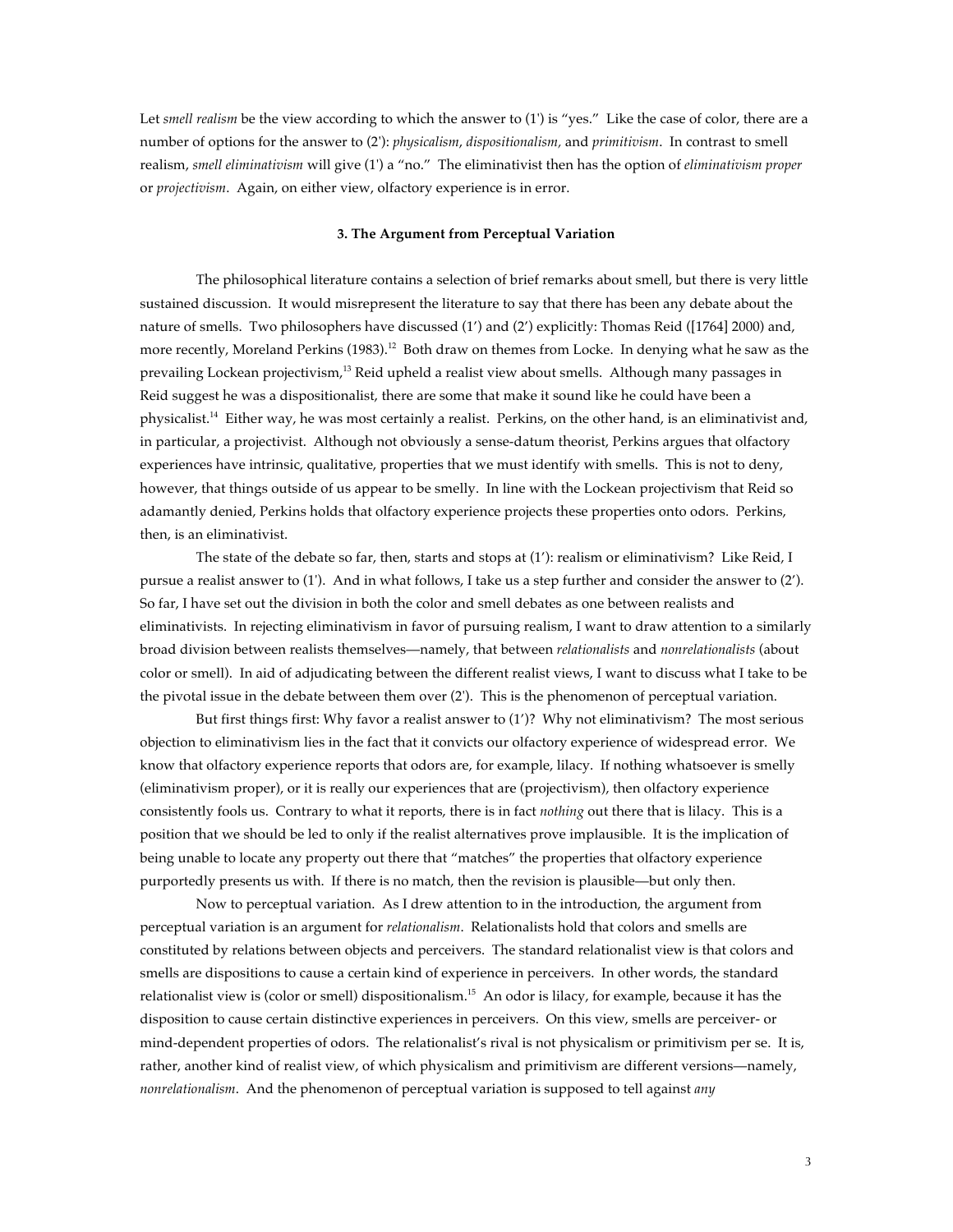Let *smell realism* be the view according to which the answer to (1') is "yes." Like the case of color, there are a number of options for the answer to (2'): *physicalism*, *dispositionalism,* and *primitivism*. In contrast to smell realism, *smell eliminativism* will give (1') a "no." The eliminativist then has the option of *eliminativism proper* or *projectivism*. Again, on either view, olfactory experience is in error.

### 3. The Argument from Perceptual Variation

The philosophical literature contains a selection of brief remarks about smell, but there is very little sustained discussion. It would misrepresent the literature to say that there has been any debate about the nature of smells. Two philosophers have discussed (1') and (2') explicitly: Thomas Reid ([1764] 2000) and, more recently, Moreland Perkins (1983).[12] Both draw on themes from Locke. In denying what he saw as the prevailing Lockean projectivism,[13] Reid upheld a realist view about smells. Although many passages in Reid suggest he was a dispositionalist, there are some that make it sound like he could have been a physicalist.[14] Either way, he was most certainly a realist. Perkins, on the other hand, is an eliminativist and, in particular, a projectivist. Although not obviously a sense-datum theorist, Perkins argues that olfactory experiences have intrinsic, qualitative, properties that we must identify with smells. This is not to deny, however, that things outside of us appear to be smelly. In line with the Lockean projectivism that Reid so adamantly denied, Perkins holds that olfactory experience projects these properties onto odors. Perkins, then, is an eliminativist.

The state of the debate so far, then, starts and stops at (1'): realism or eliminativism? Like Reid, I pursue a realist answer to (1'). And in what follows, I take us a step further and consider the answer to (2'). So far, I have set out the division in both the color and smell debates as one between realists and eliminativists. In rejecting eliminativism in favor of pursuing realism, I want to draw attention to a similarly broad division between realists themselves—namely, that between *relationalists* and *nonrelationalists* (about color or smell). In aid of adjudicating between the different realist views, I want to discuss what I take to be the pivotal issue in the debate between them over (2'). This is the phenomenon of perceptual variation.

But first things first: Why favor a realist answer to (1')? Why not eliminativism? The most serious objection to eliminativism lies in the fact that it convicts our olfactory experience of widespread error. We know that olfactory experience reports that odors are, for example, lilacy. If nothing whatsoever is smelly (eliminativism proper), or it is really our experiences that are (projectivism), then olfactory experience consistently fools us. Contrary to what it reports, there is in fact *nothing* out there that is lilacy. This is a position that we should be led to only if the realist alternatives prove implausible. It is the implication of being unable to locate any property out there that "matches" the properties that olfactory experience purportedly presents us with. If there is no match, then the revision is plausible—but only then.

Now to perceptual variation. As I drew attention to in the introduction, the argument from perceptual variation is an argument for *relationalism*. Relationalists hold that colors and smells are constituted by relations between objects and perceivers. The standard relationalist view is that colors and smells are dispositions to cause a certain kind of experience in perceivers. In other words, the standard relationalist view is (color or smell) dispositionalism.[15] An odor is lilacy, for example, because it has the disposition to cause certain distinctive experiences in perceivers. On this view, smells are perceiver- or mind-dependent properties of odors. The relationalist's rival is not physicalism or primitivism per se. It is, rather, another kind of realist view, of which physicalism and primitivism are different versions—namely, *nonrelationalism*. And the phenomenon of perceptual variation is supposed to tell against *any*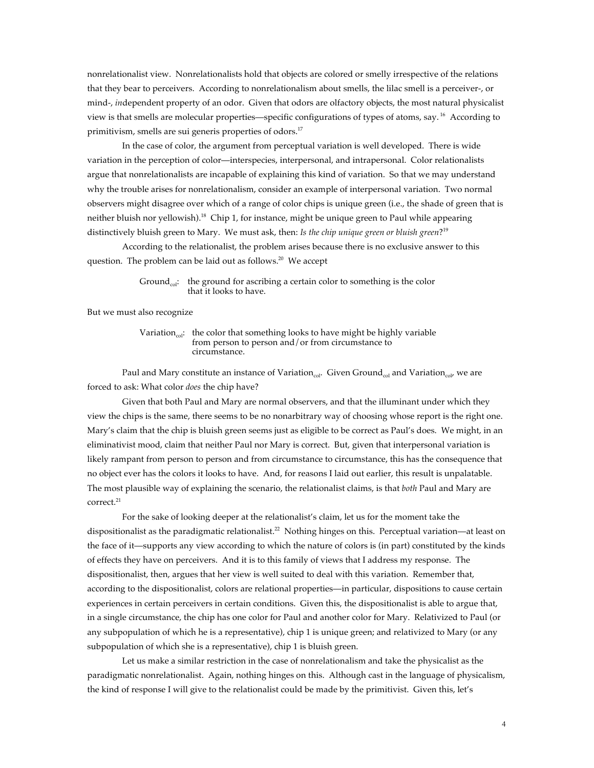nonrelationalist view. Nonrelationalists hold that objects are colored or smelly irrespective of the relations that they bear to perceivers. According to nonrelationalism about smells, the lilac smell is a perceiver-, or mind-, *in*dependent property of an odor. Given that odors are olfactory objects, the most natural physicalist view is that smells are molecular properties—specific configurations of types of atoms, say.[16] According to primitivism, smells are sui generis properties of odors.[17]

In the case of color, the argument from perceptual variation is well developed. There is wide variation in the perception of color—interspecies, interpersonal, and intrapersonal. Color relationalists argue that nonrelationalists are incapable of explaining this kind of variation. So that we may understand why the trouble arises for nonrelationalism, consider an example of interpersonal variation. Two normal observers might disagree over which of a range of color chips is unique green (i.e., the shade of green that is neither bluish nor yellowish).[18] Chip 1, for instance, might be unique green to Paul while appearing distinctively bluish green to Mary. We must ask, then: *Is the chip unique green or bluish green*?[19]

According to the relationalist, the problem arises because there is no exclusive answer to this question. The problem can be laid out as follows.[20] We accept

> $\text{Ground}_{col}$: the ground for ascribing a certain color to something is the color that it looks to have.

But we must also recognize

> $\text{Variation}_{col}$: the color that something looks to have might be highly variable from person to person and/or from circumstance to circumstance.

Paul and Mary constitute an instance of $\text{Variation}_{col}$. Given $\text{Ground}_{col}$ and $\text{Variation}_{col}$, we are forced to ask: What color *does* the chip have?

Given that both Paul and Mary are normal observers, and that the illuminant under which they view the chips is the same, there seems to be no nonarbitrary way of choosing whose report is the right one. Mary's claim that the chip is bluish green seems just as eligible to be correct as Paul's does. We might, in an eliminativist mood, claim that neither Paul nor Mary is correct. But, given that interpersonal variation is likely rampant from person to person and from circumstance to circumstance, this has the consequence that no object ever has the colors it looks to have. And, for reasons I laid out earlier, this result is unpalatable. The most plausible way of explaining the scenario, the relationalist claims, is that *both* Paul and Mary are correct.[21]

For the sake of looking deeper at the relationalist's claim, let us for the moment take the dispositionalist as the paradigmatic relationalist.[22] Nothing hinges on this. Perceptual variation—at least on the face of it—supports any view according to which the nature of colors is (in part) constituted by the kinds of effects they have on perceivers. And it is to this family of views that I address my response. The dispositionalist, then, argues that her view is well suited to deal with this variation. Remember that, according to the dispositionalist, colors are relational properties—in particular, dispositions to cause certain experiences in certain perceivers in certain conditions. Given this, the dispositionalist is able to argue that, in a single circumstance, the chip has one color for Paul and another color for Mary. Relativized to Paul (or any subpopulation of which he is a representative), chip 1 is unique green; and relativized to Mary (or any subpopulation of which she is a representative), chip 1 is bluish green.

Let us make a similar restriction in the case of nonrelationalism and take the physicalist as the paradigmatic nonrelationalist. Again, nothing hinges on this. Although cast in the language of physicalism, the kind of response I will give to the relationalist could be made by the primitivist. Given this, let's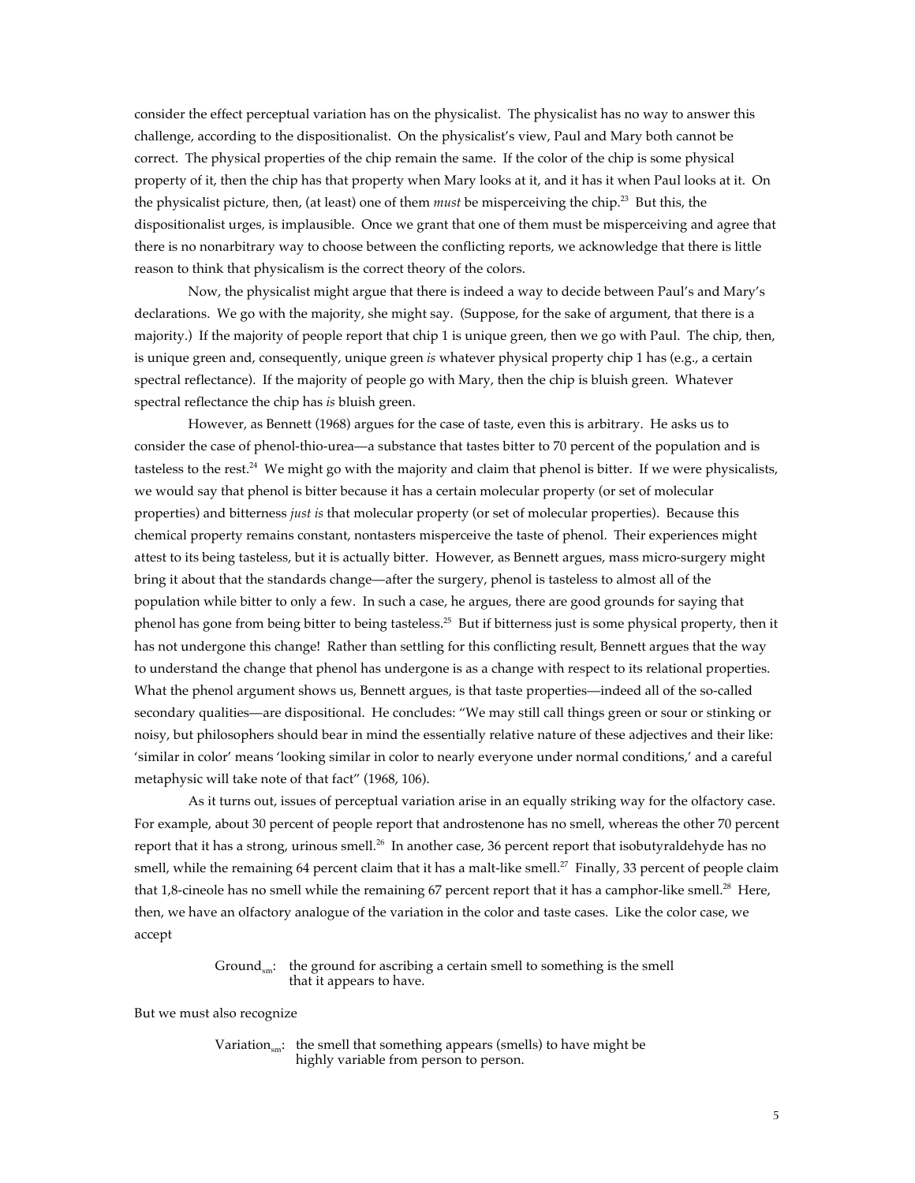consider the effect perceptual variation has on the physicalist. The physicalist has no way to answer this challenge, according to the dispositionalist. On the physicalist's view, Paul and Mary both cannot be correct. The physical properties of the chip remain the same. If the color of the chip is some physical property of it, then the chip has that property when Mary looks at it, and it has it when Paul looks at it. On the physicalist picture, then, (at least) one of them *must* be misperceiving the chip.[23] But this, the dispositionalist urges, is implausible. Once we grant that one of them must be misperceiving and agree that there is no nonarbitrary way to choose between the conflicting reports, we acknowledge that there is little reason to think that physicalism is the correct theory of the colors.

Now, the physicalist might argue that there is indeed a way to decide between Paul's and Mary's declarations. We go with the majority, she might say. (Suppose, for the sake of argument, that there is a majority.) If the majority of people report that chip 1 is unique green, then we go with Paul. The chip, then, is unique green and, consequently, unique green *is* whatever physical property chip 1 has (e.g., a certain spectral reflectance). If the majority of people go with Mary, then the chip is bluish green. Whatever spectral reflectance the chip has *is* bluish green.

However, as Bennett (1968) argues for the case of taste, even this is arbitrary. He asks us to consider the case of phenol-thio-urea—a substance that tastes bitter to 70 percent of the population and is tasteless to the rest.[24] We might go with the majority and claim that phenol is bitter. If we were physicalists, we would say that phenol is bitter because it has a certain molecular property (or set of molecular properties) and bitterness *just is* that molecular property (or set of molecular properties). Because this chemical property remains constant, nontasters misperceive the taste of phenol. Their experiences might attest to its being tasteless, but it is actually bitter. However, as Bennett argues, mass micro-surgery might bring it about that the standards change—after the surgery, phenol is tasteless to almost all of the population while bitter to only a few. In such a case, he argues, there are good grounds for saying that phenol has gone from being bitter to being tasteless.[25] But if bitterness just is some physical property, then it has not undergone this change! Rather than settling for this conflicting result, Bennett argues that the way to understand the change that phenol has undergone is as a change with respect to its relational properties. What the phenol argument shows us, Bennett argues, is that taste properties—indeed all of the so-called secondary qualities—are dispositional. He concludes: "We may still call things green or sour or stinking or noisy, but philosophers should bear in mind the essentially relative nature of these adjectives and their like: 'similar in color' means 'looking similar in color to nearly everyone under normal conditions,' and a careful metaphysic will take note of that fact" (1968, 106).

As it turns out, issues of perceptual variation arise in an equally striking way for the olfactory case. For example, about 30 percent of people report that androstenone has no smell, whereas the other 70 percent report that it has a strong, urinous smell.[26] In another case, 36 percent report that isobutyraldehyde has no smell, while the remaining 64 percent claim that it has a malt-like smell.[27] Finally, 33 percent of people claim that 1,8-cineole has no smell while the remaining 67 percent report that it has a camphor-like smell.[28] Here, then, we have an olfactory analogue of the variation in the color and taste cases. Like the color case, we accept

> $\text{Ground}_{sm}$: the ground for ascribing a certain smell to something is the smell that it appears to have.

But we must also recognize

> $\text{Variation}_{sm}$: the smell that something appears (smells) to have might be highly variable from person to person.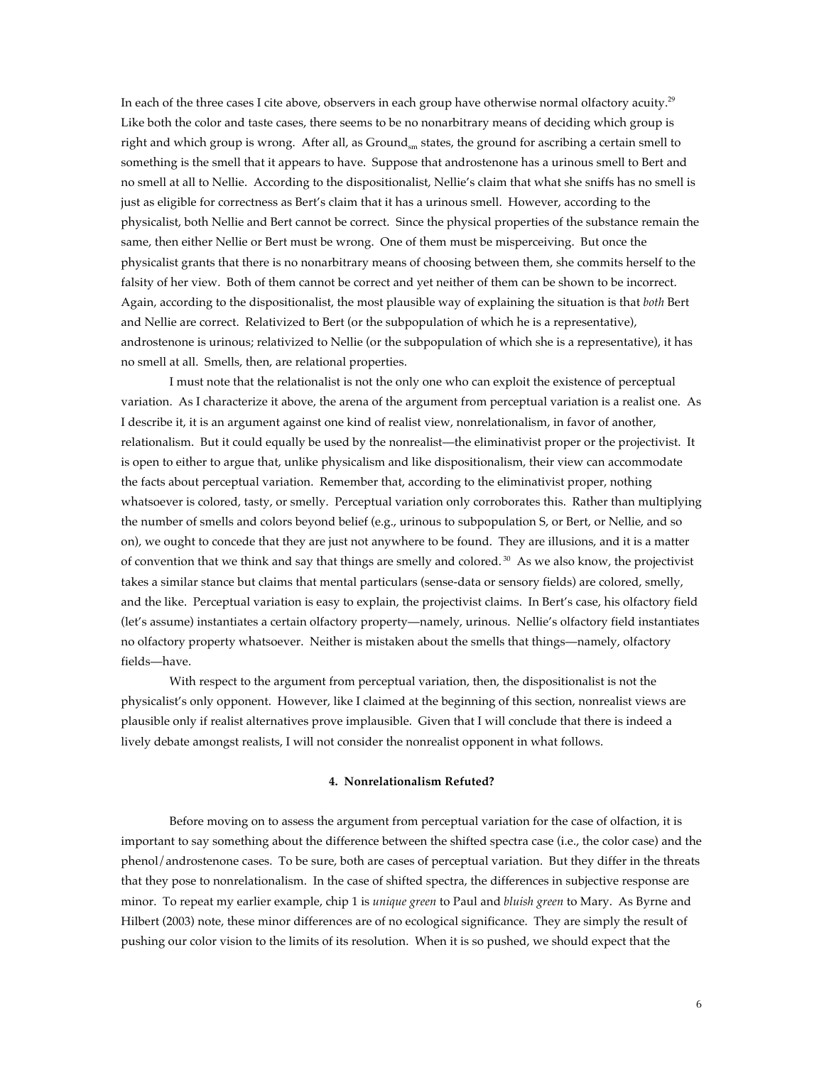In each of the three cases I cite above, observers in each group have otherwise normal olfactory acuity.[29] Like both the color and taste cases, there seems to be no nonarbitrary means of deciding which group is right and which group is wrong. After all, as $\text{Ground}_{sm}$ states, the ground for ascribing a certain smell to something is the smell that it appears to have. Suppose that androstenone has a urinous smell to Bert and no smell at all to Nellie. According to the dispositionalist, Nellie's claim that what she sniffs has no smell is just as eligible for correctness as Bert's claim that it has a urinous smell. However, according to the physicalist, both Nellie and Bert cannot be correct. Since the physical properties of the substance remain the same, then either Nellie or Bert must be wrong. One of them must be misperceiving. But once the physicalist grants that there is no nonarbitrary means of choosing between them, she commits herself to the falsity of her view. Both of them cannot be correct and yet neither of them can be shown to be incorrect. Again, according to the dispositionalist, the most plausible way of explaining the situation is that *both* Bert and Nellie are correct. Relativized to Bert (or the subpopulation of which he is a representative), androstenone is urinous; relativized to Nellie (or the subpopulation of which she is a representative), it has no smell at all. Smells, then, are relational properties.

I must note that the relationalist is not the only one who can exploit the existence of perceptual variation. As I characterize it above, the arena of the argument from perceptual variation is a realist one. As I describe it, it is an argument against one kind of realist view, nonrelationalism, in favor of another, relationalism. But it could equally be used by the nonrealist—the eliminativist proper or the projectivist. It is open to either to argue that, unlike physicalism and like dispositionalism, their view can accommodate the facts about perceptual variation. Remember that, according to the eliminativist proper, nothing whatsoever is colored, tasty, or smelly. Perceptual variation only corroborates this. Rather than multiplying the number of smells and colors beyond belief (e.g., urinous to subpopulation S, or Bert, or Nellie, and so on), we ought to concede that they are just not anywhere to be found. They are illusions, and it is a matter of convention that we think and say that things are smelly and colored.[30] As we also know, the projectivist takes a similar stance but claims that mental particulars (sense-data or sensory fields) are colored, smelly, and the like. Perceptual variation is easy to explain, the projectivist claims. In Bert's case, his olfactory field (let's assume) instantiates a certain olfactory property—namely, urinous. Nellie's olfactory field instantiates no olfactory property whatsoever. Neither is mistaken about the smells that things—namely, olfactory fields—have.

With respect to the argument from perceptual variation, then, the dispositionalist is not the physicalist's only opponent. However, like I claimed at the beginning of this section, nonrealist views are plausible only if realist alternatives prove implausible. Given that I will conclude that there is indeed a lively debate amongst realists, I will not consider the nonrealist opponent in what follows.

## 4. Nonrelationalism Refuted?

Before moving on to assess the argument from perceptual variation for the case of olfaction, it is important to say something about the difference between the shifted spectra case (i.e., the color case) and the phenol/androstenone cases. To be sure, both are cases of perceptual variation. But they differ in the threats that they pose to nonrelationalism. In the case of shifted spectra, the differences in subjective response are minor. To repeat my earlier example, chip 1 is *unique green* to Paul and *bluish green* to Mary. As Byrne and Hilbert (2003) note, these minor differences are of no ecological significance. They are simply the result of pushing our color vision to the limits of its resolution. When it is so pushed, we should expect that the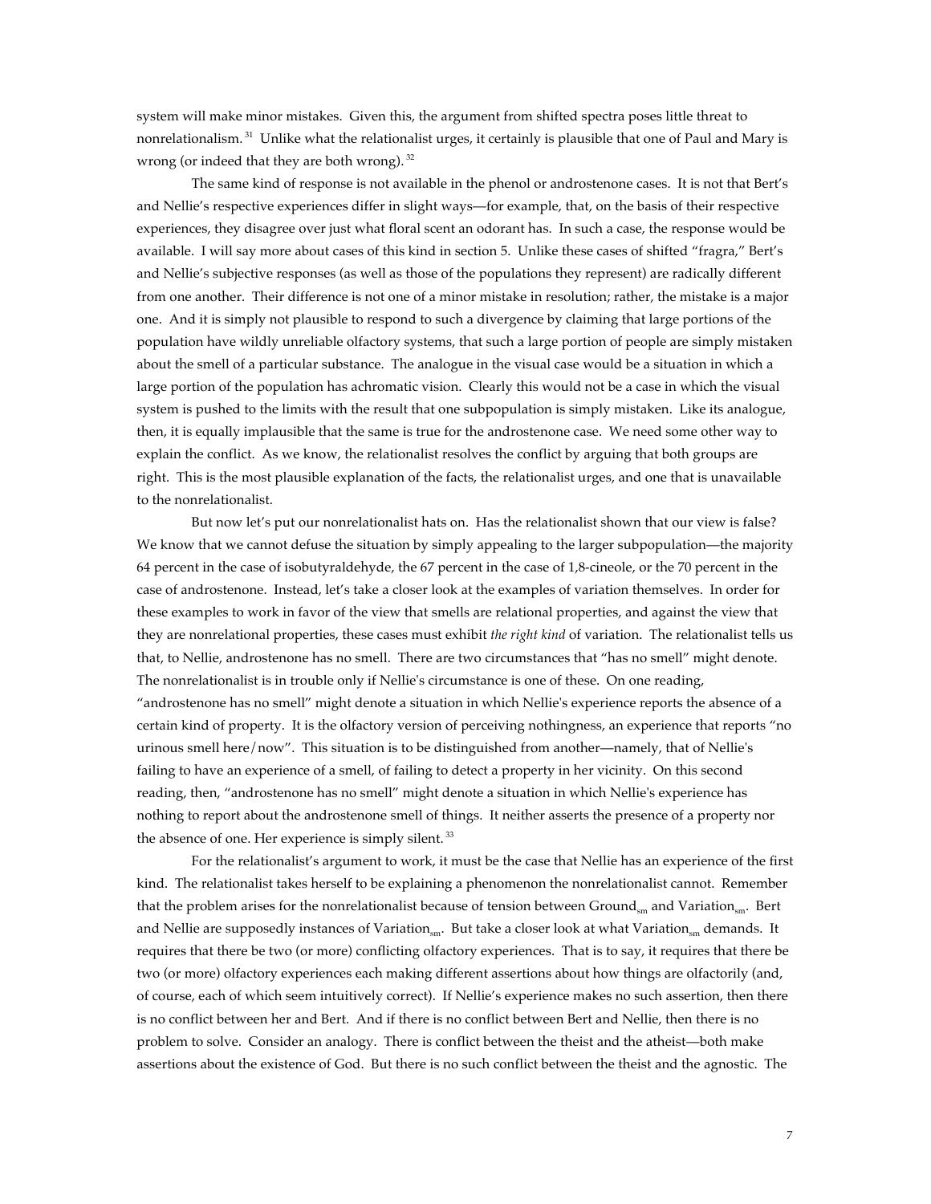system will make minor mistakes. Given this, the argument from shifted spectra poses little threat to nonrelationalism.[31] Unlike what the relationalist urges, it certainly is plausible that one of Paul and Mary is wrong (or indeed that they are both wrong).[32]

The same kind of response is not available in the phenol or androstenone cases. It is not that Bert's and Nellie's respective experiences differ in slight ways—for example, that, on the basis of their respective experiences, they disagree over just what floral scent an odorant has. In such a case, the response would be available. I will say more about cases of this kind in section 5. Unlike these cases of shifted "fragra," Bert's and Nellie's subjective responses (as well as those of the populations they represent) are radically different from one another. Their difference is not one of a minor mistake in resolution; rather, the mistake is a major one. And it is simply not plausible to respond to such a divergence by claiming that large portions of the population have wildly unreliable olfactory systems, that such a large portion of people are simply mistaken about the smell of a particular substance. The analogue in the visual case would be a situation in which a large portion of the population has achromatic vision. Clearly this would not be a case in which the visual system is pushed to the limits with the result that one subpopulation is simply mistaken. Like its analogue, then, it is equally implausible that the same is true for the androstenone case. We need some other way to explain the conflict. As we know, the relationalist resolves the conflict by arguing that both groups are right. This is the most plausible explanation of the facts, the relationalist urges, and one that is unavailable to the nonrelationalist.

But now let's put our nonrelationalist hats on. Has the relationalist shown that our view is false? We know that we cannot defuse the situation by simply appealing to the larger subpopulation—the majority 64 percent in the case of isobutyraldehyde, the 67 percent in the case of 1,8-cineole, or the 70 percent in the case of androstenone. Instead, let's take a closer look at the examples of variation themselves. In order for these examples to work in favor of the view that smells are relational properties, and against the view that they are nonrelational properties, these cases must exhibit *the right kind* of variation. The relationalist tells us that, to Nellie, androstenone has no smell. There are two circumstances that "has no smell" might denote. The nonrelationalist is in trouble only if Nellie's circumstance is one of these. On one reading, "androstenone has no smell" might denote a situation in which Nellie's experience reports the absence of a certain kind of property. It is the olfactory version of perceiving nothingness, an experience that reports "no urinous smell here/now". This situation is to be distinguished from another—namely, that of Nellie's failing to have an experience of a smell, of failing to detect a property in her vicinity. On this second reading, then, "androstenone has no smell" might denote a situation in which Nellie's experience has nothing to report about the androstenone smell of things. It neither asserts the presence of a property nor the absence of one. Her experience is simply silent.[33]

For the relationalist's argument to work, it must be the case that Nellie has an experience of the first kind. The relationalist takes herself to be explaining a phenomenon the nonrelationalist cannot. Remember that the problem arises for the nonrelationalist because of tension between $\text{Ground}_{sm}$ and $\text{Variation}_{sm}$. Bert and Nellie are supposedly instances of $\text{Variation}_{sm}$. But take a closer look at what $\text{Variation}_{sm}$ demands. It requires that there be two (or more) conflicting olfactory experiences. That is to say, it requires that there be two (or more) olfactory experiences each making different assertions about how things are olfactorily (and, of course, each of which seem intuitively correct). If Nellie's experience makes no such assertion, then there is no conflict between her and Bert. And if there is no conflict between Bert and Nellie, then there is no problem to solve. Consider an analogy. There is conflict between the theist and the atheist—both make assertions about the existence of God. But there is no such conflict between the theist and the agnostic. The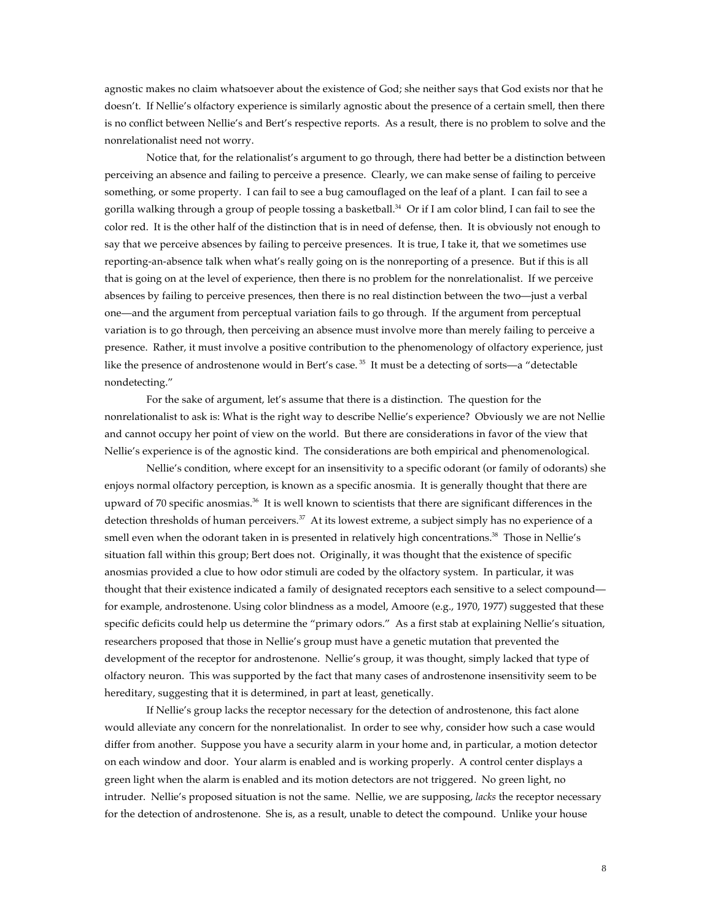agnostic makes no claim whatsoever about the existence of God; she neither says that God exists nor that he doesn't. If Nellie's olfactory experience is similarly agnostic about the presence of a certain smell, then there is no conflict between Nellie's and Bert's respective reports. As a result, there is no problem to solve and the nonrelationalist need not worry.

Notice that, for the relationalist's argument to go through, there had better be a distinction between perceiving an absence and failing to perceive a presence. Clearly, we can make sense of failing to perceive something, or some property. I can fail to see a bug camouflaged on the leaf of a plant. I can fail to see a gorilla walking through a group of people tossing a basketball.[34] Or if I am color blind, I can fail to see the color red. It is the other half of the distinction that is in need of defense, then. It is obviously not enough to say that we perceive absences by failing to perceive presences. It is true, I take it, that we sometimes use reporting-an-absence talk when what's really going on is the nonreporting of a presence. But if this is all that is going on at the level of experience, then there is no problem for the nonrelationalist. If we perceive absences by failing to perceive presences, then there is no real distinction between the two—just a verbal one—and the argument from perceptual variation fails to go through. If the argument from perceptual variation is to go through, then perceiving an absence must involve more than merely failing to perceive a presence. Rather, it must involve a positive contribution to the phenomenology of olfactory experience, just like the presence of androstenone would in Bert's case.[35] It must be a detecting of sorts—a "detectable nondetecting."

For the sake of argument, let's assume that there is a distinction. The question for the nonrelationalist to ask is: What is the right way to describe Nellie's experience? Obviously we are not Nellie and cannot occupy her point of view on the world. But there are considerations in favor of the view that Nellie's experience is of the agnostic kind. The considerations are both empirical and phenomenological.

Nellie's condition, where except for an insensitivity to a specific odorant (or family of odorants) she enjoys normal olfactory perception, is known as a specific anosmia. It is generally thought that there are upward of 70 specific anosmias.[36] It is well known to scientists that there are significant differences in the detection thresholds of human perceivers.[37] At its lowest extreme, a subject simply has no experience of a smell even when the odorant taken in is presented in relatively high concentrations.[38] Those in Nellie's situation fall within this group; Bert does not. Originally, it was thought that the existence of specific anosmias provided a clue to how odor stimuli are coded by the olfactory system. In particular, it was thought that their existence indicated a family of designated receptors each sensitive to a select compound—for example, androstenone. Using color blindness as a model, Amoore (e.g., 1970, 1977) suggested that these specific deficits could help us determine the "primary odors." As a first stab at explaining Nellie's situation, researchers proposed that those in Nellie's group must have a genetic mutation that prevented the development of the receptor for androstenone. Nellie's group, it was thought, simply lacked that type of olfactory neuron. This was supported by the fact that many cases of androstenone insensitivity seem to be hereditary, suggesting that it is determined, in part at least, genetically.

If Nellie's group lacks the receptor necessary for the detection of androstenone, this fact alone would alleviate any concern for the nonrelationalist. In order to see why, consider how such a case would differ from another. Suppose you have a security alarm in your home and, in particular, a motion detector on each window and door. Your alarm is enabled and is working properly. A control center displays a green light when the alarm is enabled and its motion detectors are not triggered. No green light, no intruder. Nellie's proposed situation is not the same. Nellie, we are supposing, *lacks* the receptor necessary for the detection of androstenone. She is, as a result, unable to detect the compound. Unlike your house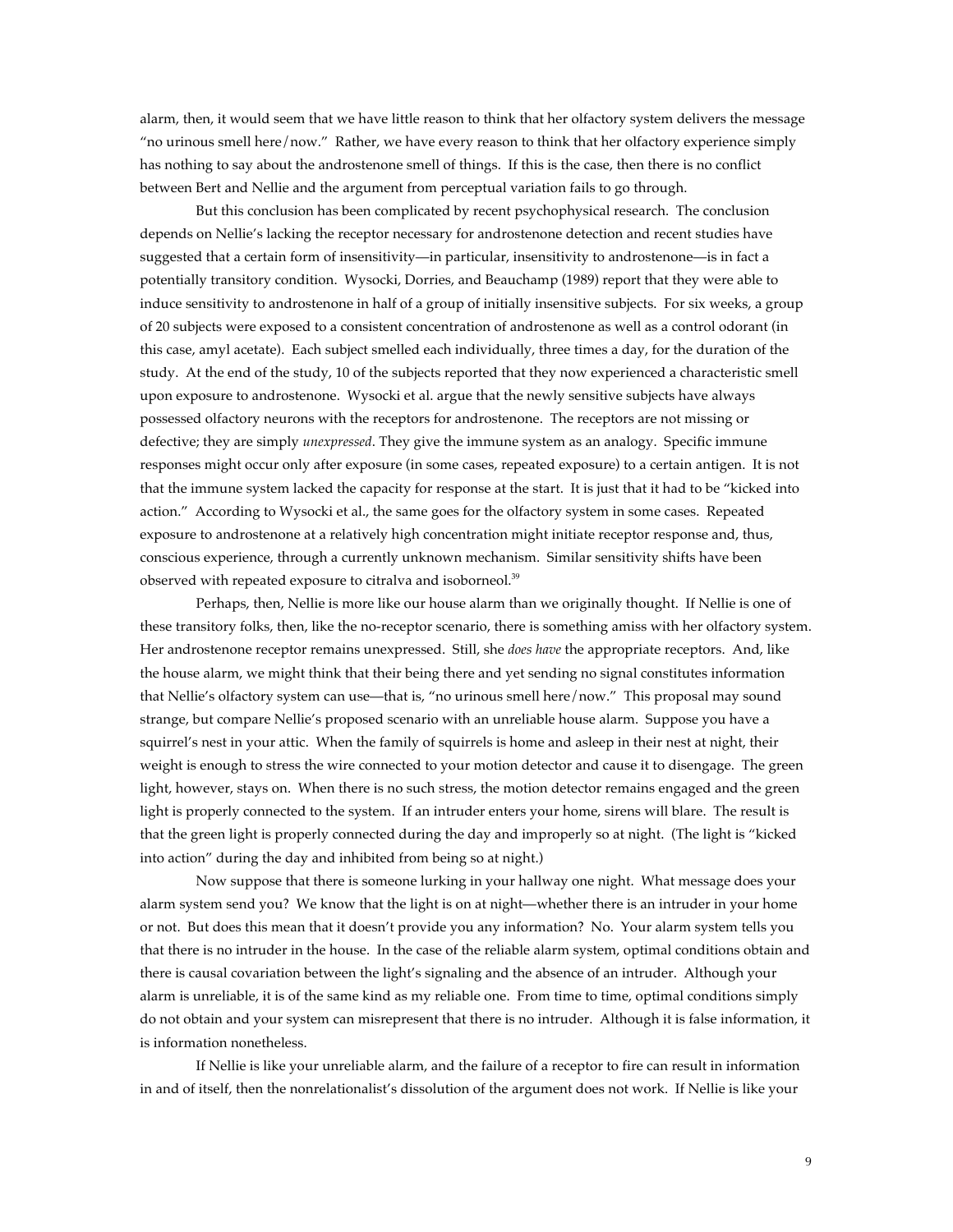alarm, then, it would seem that we have little reason to think that her olfactory system delivers the message "no urinous smell here/now." Rather, we have every reason to think that her olfactory experience simply has nothing to say about the androstenone smell of things. If this is the case, then there is no conflict between Bert and Nellie and the argument from perceptual variation fails to go through.

But this conclusion has been complicated by recent psychophysical research. The conclusion depends on Nellie's lacking the receptor necessary for androstenone detection and recent studies have suggested that a certain form of insensitivity—in particular, insensitivity to androstenone—is in fact a potentially transitory condition. Wysocki, Dorries, and Beauchamp (1989) report that they were able to induce sensitivity to androstenone in half of a group of initially insensitive subjects. For six weeks, a group of 20 subjects were exposed to a consistent concentration of androstenone as well as a control odorant (in this case, amyl acetate). Each subject smelled each individually, three times a day, for the duration of the study. At the end of the study, 10 of the subjects reported that they now experienced a characteristic smell upon exposure to androstenone. Wysocki et al. argue that the newly sensitive subjects have always possessed olfactory neurons with the receptors for androstenone. The receptors are not missing or defective; they are simply *unexpressed*. They give the immune system as an analogy. Specific immune responses might occur only after exposure (in some cases, repeated exposure) to a certain antigen. It is not that the immune system lacked the capacity for response at the start. It is just that it had to be "kicked into action." According to Wysocki et al., the same goes for the olfactory system in some cases. Repeated exposure to androstenone at a relatively high concentration might initiate receptor response and, thus, conscious experience, through a currently unknown mechanism. Similar sensitivity shifts have been observed with repeated exposure to citralva and isoborneol.[39]

Perhaps, then, Nellie is more like our house alarm than we originally thought. If Nellie is one of these transitory folks, then, like the no-receptor scenario, there is something amiss with her olfactory system. Her androstenone receptor remains unexpressed. Still, she *does have* the appropriate receptors. And, like the house alarm, we might think that their being there and yet sending no signal constitutes information that Nellie's olfactory system can use—that is, "no urinous smell here/now." This proposal may sound strange, but compare Nellie's proposed scenario with an unreliable house alarm. Suppose you have a squirrel's nest in your attic. When the family of squirrels is home and asleep in their nest at night, their weight is enough to stress the wire connected to your motion detector and cause it to disengage. The green light, however, stays on. When there is no such stress, the motion detector remains engaged and the green light is properly connected to the system. If an intruder enters your home, sirens will blare. The result is that the green light is properly connected during the day and improperly so at night. (The light is "kicked into action" during the day and inhibited from being so at night.)

Now suppose that there is someone lurking in your hallway one night. What message does your alarm system send you? We know that the light is on at night—whether there is an intruder in your home or not. But does this mean that it doesn't provide you any information? No. Your alarm system tells you that there is no intruder in the house. In the case of the reliable alarm system, optimal conditions obtain and there is causal covariation between the light's signaling and the absence of an intruder. Although your alarm is unreliable, it is of the same kind as my reliable one. From time to time, optimal conditions simply do not obtain and your system can misrepresent that there is no intruder. Although it is false information, it is information nonetheless.

If Nellie is like your unreliable alarm, and the failure of a receptor to fire can result in information in and of itself, then the nonrelationalist's dissolution of the argument does not work. If Nellie is like your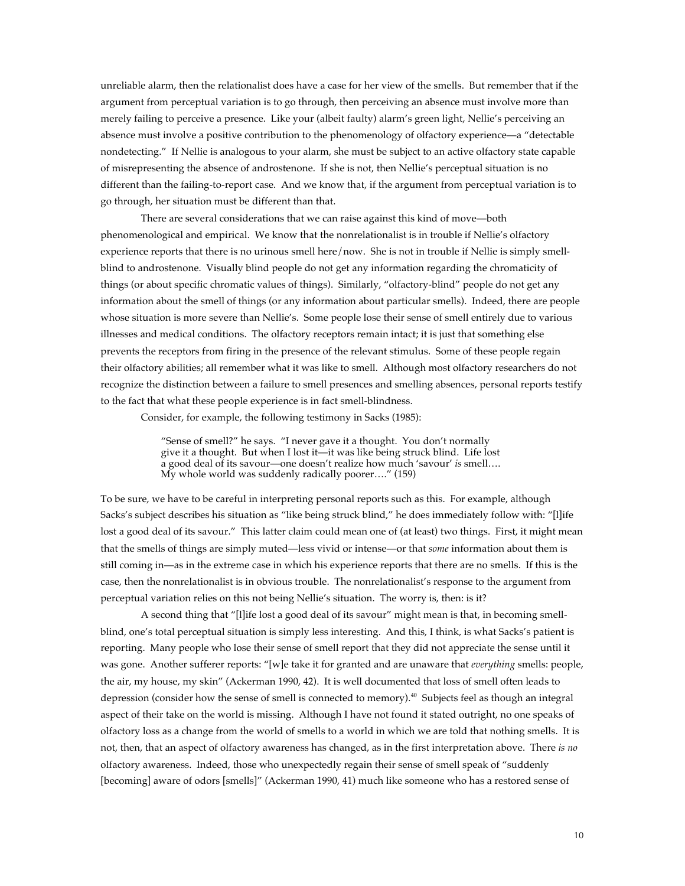unreliable alarm, then the relationalist does have a case for her view of the smells. But remember that if the argument from perceptual variation is to go through, then perceiving an absence must involve more than merely failing to perceive a presence. Like your (albeit faulty) alarm's green light, Nellie's perceiving an absence must involve a positive contribution to the phenomenology of olfactory experience—a "detectable nondetecting." If Nellie is analogous to your alarm, she must be subject to an active olfactory state capable of misrepresenting the absence of androstenone. If she is not, then Nellie's perceptual situation is no different than the failing-to-report case. And we know that, if the argument from perceptual variation is to go through, her situation must be different than that.

There are several considerations that we can raise against this kind of move—both phenomenological and empirical. We know that the nonrelationalist is in trouble if Nellie's olfactory experience reports that there is no urinous smell here/now. She is not in trouble if Nellie is simply smell-blind to androstenone. Visually blind people do not get any information regarding the chromaticity of things (or about specific chromatic values of things). Similarly, "olfactory-blind" people do not get any information about the smell of things (or any information about particular smells). Indeed, there are people whose situation is more severe than Nellie's. Some people lose their sense of smell entirely due to various illnesses and medical conditions. The olfactory receptors remain intact; it is just that something else prevents the receptors from firing in the presence of the relevant stimulus. Some of these people regain their olfactory abilities; all remember what it was like to smell. Although most olfactory researchers do not recognize the distinction between a failure to smell presences and smelling absences, personal reports testify to the fact that what these people experience is in fact smell-blindness.

Consider, for example, the following testimony in Sacks (1985):

> "Sense of smell?" he says. "I never gave it a thought. You don't normally give it a thought. But when I lost it—it was like being struck blind. Life lost a good deal of its savour—one doesn't realize how much 'savour' *is* smell…. My whole world was suddenly radically poorer…." (159)

To be sure, we have to be careful in interpreting personal reports such as this. For example, although Sacks's subject describes his situation as "like being struck blind," he does immediately follow with: "[l]ife lost a good deal of its savour." This latter claim could mean one of (at least) two things. First, it might mean that the smells of things are simply muted—less vivid or intense—or that *some* information about them is still coming in—as in the extreme case in which his experience reports that there are no smells. If this is the case, then the nonrelationalist is in obvious trouble. The nonrelationalist's response to the argument from perceptual variation relies on this not being Nellie's situation. The worry is, then: is it?

A second thing that "[l]ife lost a good deal of its savour" might mean is that, in becoming smell-blind, one's total perceptual situation is simply less interesting. And this, I think, is what Sacks's patient is reporting. Many people who lose their sense of smell report that they did not appreciate the sense until it was gone. Another sufferer reports: "[w]e take it for granted and are unaware that *everything* smells: people, the air, my house, my skin" (Ackerman 1990, 42). It is well documented that loss of smell often leads to depression (consider how the sense of smell is connected to memory).[40] Subjects feel as though an integral aspect of their take on the world is missing. Although I have not found it stated outright, no one speaks of olfactory loss as a change from the world of smells to a world in which we are told that nothing smells. It is not, then, that an aspect of olfactory awareness has changed, as in the first interpretation above. There *is no* olfactory awareness. Indeed, those who unexpectedly regain their sense of smell speak of "suddenly [becoming] aware of odors [smells]" (Ackerman 1990, 41) much like someone who has a restored sense of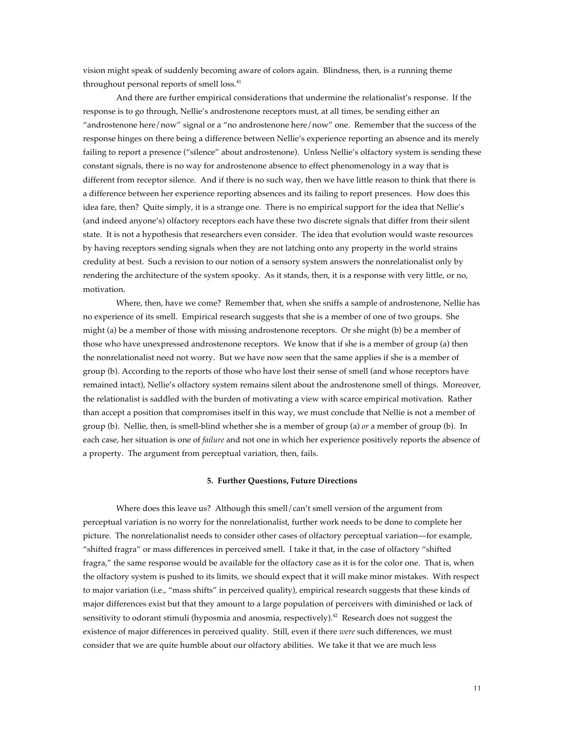vision might speak of suddenly becoming aware of colors again. Blindness, then, is a running theme throughout personal reports of smell loss.[41]

And there are further empirical considerations that undermine the relationalist's response. If the response is to go through, Nellie's androstenone receptors must, at all times, be sending either an "androstenone here/now" signal or a "no androstenone here/now" one. Remember that the success of the response hinges on there being a difference between Nellie's experience reporting an absence and its merely failing to report a presence ("silence" about androstenone). Unless Nellie's olfactory system is sending these constant signals, there is no way for androstenone absence to effect phenomenology in a way that is different from receptor silence. And if there is no such way, then we have little reason to think that there is a difference between her experience reporting absences and its failing to report presences. How does this idea fare, then? Quite simply, it is a strange one. There is no empirical support for the idea that Nellie's (and indeed anyone's) olfactory receptors each have these two discrete signals that differ from their silent state. It is not a hypothesis that researchers even consider. The idea that evolution would waste resources by having receptors sending signals when they are not latching onto any property in the world strains credulity at best. Such a revision to our notion of a sensory system answers the nonrelationalist only by rendering the architecture of the system spooky. As it stands, then, it is a response with very little, or no, motivation.

Where, then, have we come? Remember that, when she sniffs a sample of androstenone, Nellie has no experience of its smell. Empirical research suggests that she is a member of one of two groups. She might (a) be a member of those with missing androstenone receptors. Or she might (b) be a member of those who have unexpressed androstenone receptors. We know that if she is a member of group (a) then the nonrelationalist need not worry. But we have now seen that the same applies if she is a member of group (b). According to the reports of those who have lost their sense of smell (and whose receptors have remained intact), Nellie's olfactory system remains silent about the androstenone smell of things. Moreover, the relationalist is saddled with the burden of motivating a view with scarce empirical motivation. Rather than accept a position that compromises itself in this way, we must conclude that Nellie is not a member of group (b). Nellie, then, is smell-blind whether she is a member of group (a) *or* a member of group (b). In each case, her situation is one of *failure* and not one in which her experience positively reports the absence of a property. The argument from perceptual variation, then, fails.

## 5. Further Questions, Future Directions

Where does this leave us? Although this smell/can't smell version of the argument from perceptual variation is no worry for the nonrelationalist, further work needs to be done to complete her picture. The nonrelationalist needs to consider other cases of olfactory perceptual variation—for example, "shifted fragra" or mass differences in perceived smell. I take it that, in the case of olfactory "shifted fragra," the same response would be available for the olfactory case as it is for the color one. That is, when the olfactory system is pushed to its limits, we should expect that it will make minor mistakes. With respect to major variation (i.e., "mass shifts" in perceived quality), empirical research suggests that these kinds of major differences exist but that they amount to a large population of perceivers with diminished or lack of sensitivity to odorant stimuli (hyposmia and anosmia, respectively).[42] Research does not suggest the existence of major differences in perceived quality. Still, even if there *were* such differences, we must consider that we are quite humble about our olfactory abilities. We take it that we are much less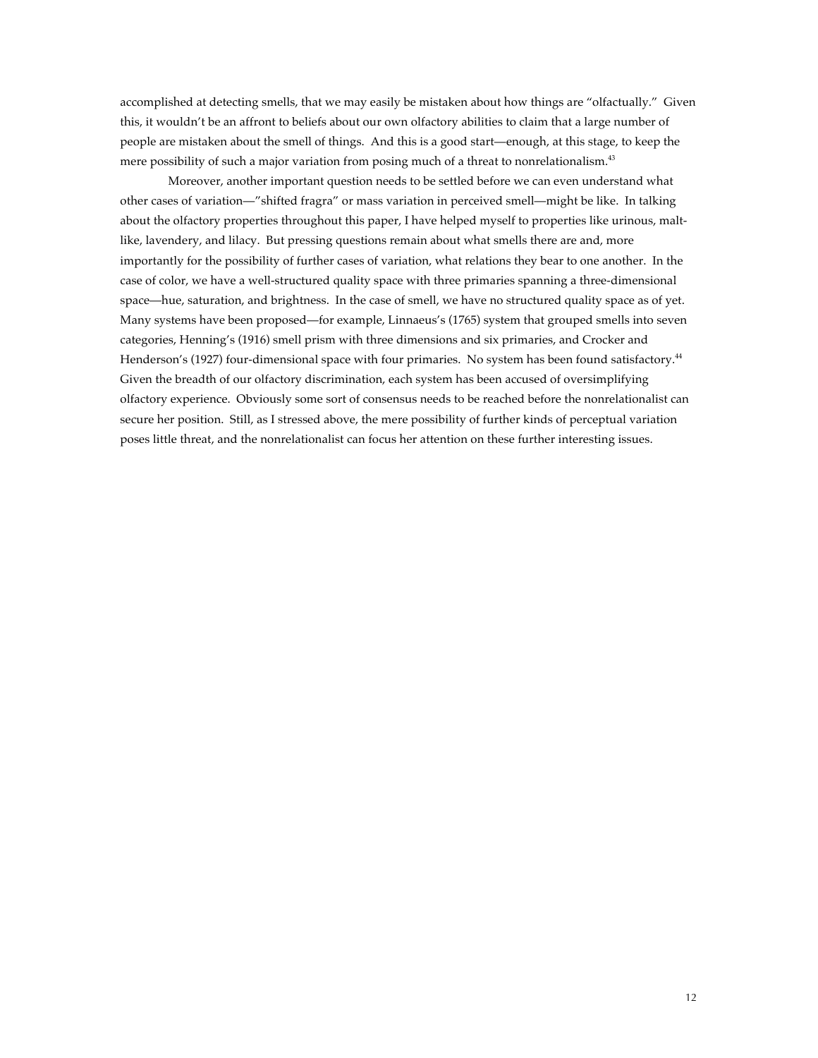accomplished at detecting smells, that we may easily be mistaken about how things are "olfactually." Given this, it wouldn't be an affront to beliefs about our own olfactory abilities to claim that a large number of people are mistaken about the smell of things. And this is a good start—enough, at this stage, to keep the mere possibility of such a major variation from posing much of a threat to nonrelationalism.[43]

Moreover, another important question needs to be settled before we can even understand what other cases of variation—"shifted fragra" or mass variation in perceived smell—might be like. In talking about the olfactory properties throughout this paper, I have helped myself to properties like urinous, malt-like, lavendery, and lilacy. But pressing questions remain about what smells there are and, more importantly for the possibility of further cases of variation, what relations they bear to one another. In the case of color, we have a well-structured quality space with three primaries spanning a three-dimensional space—hue, saturation, and brightness. In the case of smell, we have no structured quality space as of yet. Many systems have been proposed—for example, Linnaeus's (1765) system that grouped smells into seven categories, Henning's (1916) smell prism with three dimensions and six primaries, and Crocker and Henderson's (1927) four-dimensional space with four primaries. No system has been found satisfactory.[44] Given the breadth of our olfactory discrimination, each system has been accused of oversimplifying olfactory experience. Obviously some sort of consensus needs to be reached before the nonrelationalist can secure her position. Still, as I stressed above, the mere possibility of further kinds of perceptual variation poses little threat, and the nonrelationalist can focus her attention on these further interesting issues.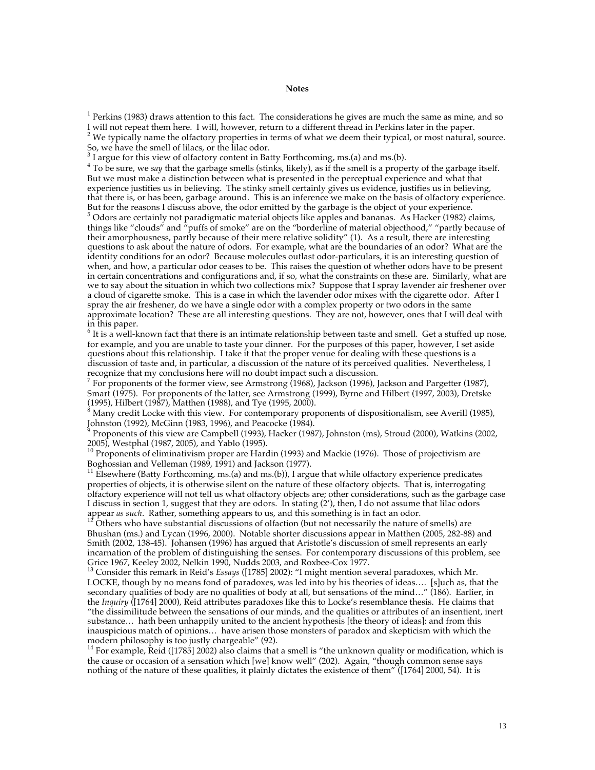**Notes**

[1] Perkins (1983) draws attention to this fact. The considerations he gives are much the same as mine, and so I will not repeat them here. I will, however, return to a different thread in Perkins later in the paper.

[2] We typically name the olfactory properties in terms of what we deem their typical, or most natural, source. So, we have the smell of lilacs, or the lilac odor.

[3] I argue for this view of olfactory content in Batty Forthcoming, ms.(a) and ms.(b).

[4] To be sure, we *say* that the garbage smells (stinks, likely), as if the smell is a property of the garbage itself. But we must make a distinction between what is presented in the perceptual experience and what that experience justifies us in believing. The stinky smell certainly gives us evidence, justifies us in believing, that there is, or has been, garbage around. This is an inference we make on the basis of olfactory experience. But for the reasons I discuss above, the odor emitted by the garbage is the object of your experience.

[5] Odors are certainly not paradigmatic material objects like apples and bananas. As Hacker (1982) claims, things like "clouds" and "puffs of smoke" are on the "borderline of material objecthood," "partly because of their amorphousness, partly because of their mere relative solidity" (1). As a result, there are interesting questions to ask about the nature of odors. For example, what are the boundaries of an odor? What are the identity conditions for an odor? Because molecules outlast odor-particulars, it is an interesting question of when, and how, a particular odor ceases to be. This raises the question of whether odors have to be present in certain concentrations and configurations and, if so, what the constraints on these are. Similarly, what are we to say about the situation in which two collections mix? Suppose that I spray lavender air freshener over a cloud of cigarette smoke. This is a case in which the lavender odor mixes with the cigarette odor. After I spray the air freshener, do we have a single odor with a complex property or two odors in the same approximate location? These are all interesting questions. They are not, however, ones that I will deal with in this paper.

[6] It is a well-known fact that there is an intimate relationship between taste and smell. Get a stuffed up nose, for example, and you are unable to taste your dinner. For the purposes of this paper, however, I set aside questions about this relationship. I take it that the proper venue for dealing with these questions is a discussion of taste and, in particular, a discussion of the nature of its perceived qualities. Nevertheless, I recognize that my conclusions here will no doubt impact such a discussion.

[7] For proponents of the former view, see Armstrong (1968), Jackson (1996), Jackson and Pargetter (1987), Smart (1975). For proponents of the latter, see Armstrong (1999), Byrne and Hilbert (1997, 2003), Dretske (1995), Hilbert (1987), Matthen (1988), and Tye (1995, 2000).

[8] Many credit Locke with this view. For contemporary proponents of dispositionalism, see Averill (1985), Johnston (1992), McGinn (1983, 1996), and Peacocke (1984).

[9] Proponents of this view are Campbell (1993), Hacker (1987), Johnston (ms), Stroud (2000), Watkins (2002, 2005), Westphal (1987, 2005), and Yablo (1995).

[10] Proponents of eliminativism proper are Hardin (1993) and Mackie (1976). Those of projectivism are Boghossian and Velleman (1989, 1991) and Jackson (1977).

[11] Elsewhere (Batty Forthcoming, ms.(a) and ms.(b)), I argue that while olfactory experience predicates properties of objects, it is otherwise silent on the nature of these olfactory objects. That is, interrogating olfactory experience will not tell us what olfactory objects are; other considerations, such as the garbage case I discuss in section 1, suggest that they are odors. In stating (2'), then, I do not assume that lilac odors appear *as such*. Rather, something appears to us, and this something is in fact an odor.

[12] Others who have substantial discussions of olfaction (but not necessarily the nature of smells) are Bhushan (ms.) and Lycan (1996, 2000). Notable shorter discussions appear in Matthen (2005, 282-88) and Smith (2002, 138-45). Johansen (1996) has argued that Aristotle's discussion of smell represents an early incarnation of the problem of distinguishing the senses. For contemporary discussions of this problem, see Grice 1967, Keeley 2002, Nelkin 1990, Nudds 2003, and Roxbee-Cox 1977.

[13] Consider this remark in Reid's *Essays* ([1785] 2002): "I might mention several paradoxes, which Mr. LOCKE, though by no means fond of paradoxes, was led into by his theories of ideas…. [s]uch as, that the secondary qualities of body are no qualities of body at all, but sensations of the mind…" (186). Earlier, in the *Inquiry* ([1764] 2000), Reid attributes paradoxes like this to Locke's resemblance thesis. He claims that "the dissimilitude between the sensations of our minds, and the qualities or attributes of an insentient, inert substance… hath been unhappily united to the ancient hypothesis [the theory of ideas]: and from this inauspicious match of opinions… have arisen those monsters of paradox and skepticism with which the modern philosophy is too justly chargeable" (92).

[14] For example, Reid ([1785] 2002) also claims that a smell is "the unknown quality or modification, which is the cause or occasion of a sensation which [we] know well" (202). Again, "though common sense says nothing of the nature of these qualities, it plainly dictates the existence of them" ([1764] 2000, 54). It is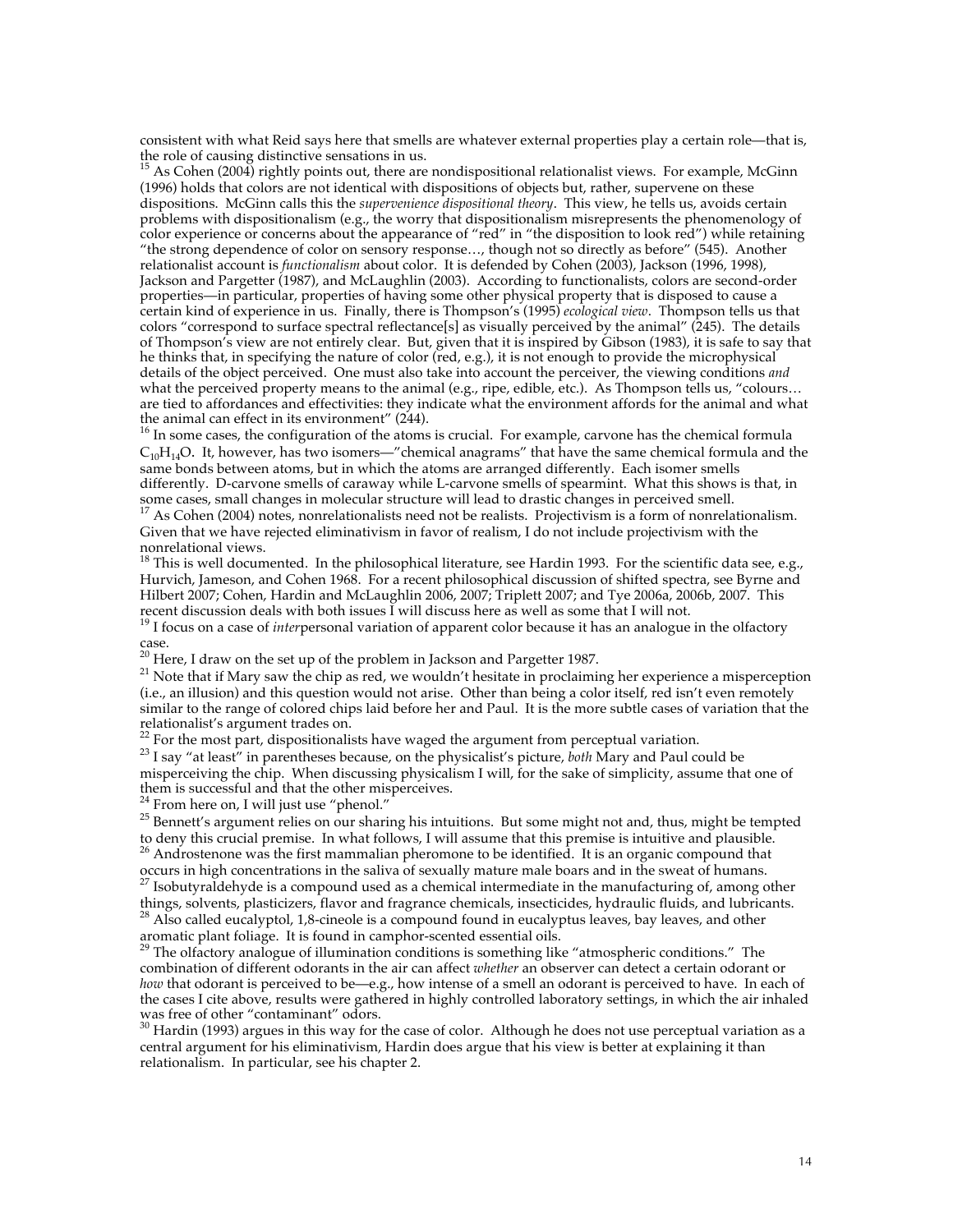consistent with what Reid says here that smells are whatever external properties play a certain role—that is, the role of causing distinctive sensations in us.

[15] As Cohen (2004) rightly points out, there are nondispositional relationalist views. For example, McGinn (1996) holds that colors are not identical with dispositions of objects but, rather, supervene on these dispositions. McGinn calls this the *supervenience dispositional theory*. This view, he tells us, avoids certain problems with dispositionalism (e.g., the worry that dispositionalism misrepresents the phenomenology of color experience or concerns about the appearance of "red" in "the disposition to look red") while retaining "the strong dependence of color on sensory response…, though not so directly as before" (545). Another relationalist account is *functionalism* about color. It is defended by Cohen (2003), Jackson (1996, 1998), Jackson and Pargetter (1987), and McLaughlin (2003). According to functionalists, colors are second-order properties—in particular, properties of having some other physical property that is disposed to cause a certain kind of experience in us. Finally, there is Thompson's (1995) *ecological view*. Thompson tells us that colors "correspond to surface spectral reflectance[s] as visually perceived by the animal" (245). The details of Thompson's view are not entirely clear. But, given that it is inspired by Gibson (1983), it is safe to say that he thinks that, in specifying the nature of color (red, e.g.), it is not enough to provide the microphysical details of the object perceived. One must also take into account the perceiver, the viewing conditions *and* what the perceived property means to the animal (e.g., ripe, edible, etc.). As Thompson tells us, "colours… are tied to affordances and effectivities: they indicate what the environment affords for the animal and what the animal can effect in its environment" (244).

[16] In some cases, the configuration of the atoms is crucial. For example, carvone has the chemical formula $C_{10}H_{14}O$. It, however, has two isomers—"chemical anagrams" that have the same chemical formula and the same bonds between atoms, but in which the atoms are arranged differently. Each isomer smells differently. D-carvone smells of caraway while L-carvone smells of spearmint. What this shows is that, in some cases, small changes in molecular structure will lead to drastic changes in perceived smell.

[17] As Cohen (2004) notes, nonrelationalists need not be realists. Projectivism is a form of nonrelationalism. Given that we have rejected eliminativism in favor of realism, I do not include projectivism with the nonrelational views.

[18] This is well documented. In the philosophical literature, see Hardin 1993. For the scientific data see, e.g., Hurvich, Jameson, and Cohen 1968. For a recent philosophical discussion of shifted spectra, see Byrne and Hilbert 2007; Cohen, Hardin and McLaughlin 2006, 2007; Triplett 2007; and Tye 2006a, 2006b, 2007. This recent discussion deals with both issues I will discuss here as well as some that I will not.

[19] I focus on a case of *inter*personal variation of apparent color because it has an analogue in the olfactory case.

[20] Here, I draw on the set up of the problem in Jackson and Pargetter 1987.

[21] Note that if Mary saw the chip as red, we wouldn't hesitate in proclaiming her experience a misperception (i.e., an illusion) and this question would not arise. Other than being a color itself, red isn't even remotely similar to the range of colored chips laid before her and Paul. It is the more subtle cases of variation that the relationalist's argument trades on.

[22] For the most part, dispositionalists have waged the argument from perceptual variation.

[23] I say "at least" in parentheses because, on the physicalist's picture, *both* Mary and Paul could be misperceiving the chip. When discussing physicalism I will, for the sake of simplicity, assume that one of them is successful and that the other misperceives.

[24] From here on, I will just use "phenol."

[25] Bennett's argument relies on our sharing his intuitions. But some might not and, thus, might be tempted to deny this crucial premise. In what follows, I will assume that this premise is intuitive and plausible.

[26] Androstenone was the first mammalian pheromone to be identified. It is an organic compound that occurs in high concentrations in the saliva of sexually mature male boars and in the sweat of humans.

[27] Isobutyraldehyde is a compound used as a chemical intermediate in the manufacturing of, among other things, solvents, plasticizers, flavor and fragrance chemicals, insecticides, hydraulic fluids, and lubricants.

[28] Also called eucalyptol, 1,8-cineole is a compound found in eucalyptus leaves, bay leaves, and other aromatic plant foliage. It is found in camphor-scented essential oils.

[29] The olfactory analogue of illumination conditions is something like "atmospheric conditions." The combination of different odorants in the air can affect *whether* an observer can detect a certain odorant or *how* that odorant is perceived to be—e.g., how intense of a smell an odorant is perceived to have. In each of the cases I cite above, results were gathered in highly controlled laboratory settings, in which the air inhaled was free of other "contaminant" odors.

[30] Hardin (1993) argues in this way for the case of color. Although he does not use perceptual variation as a central argument for his eliminativism, Hardin does argue that his view is better at explaining it than relationalism. In particular, see his chapter 2.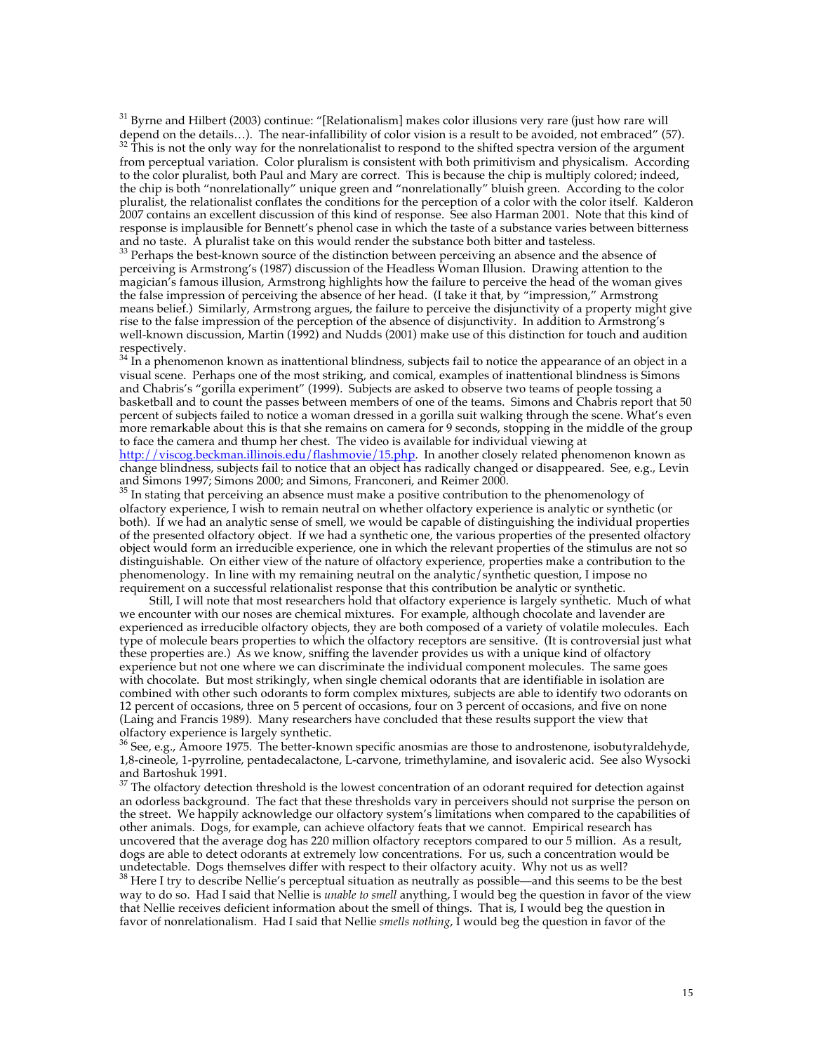[31] Byrne and Hilbert (2003) continue: "[Relationalism] makes color illusions very rare (just how rare will depend on the details…). The near-infallibility of color vision is a result to be avoided, not embraced" (57).

[32] This is not the only way for the nonrelationalist to respond to the shifted spectra version of the argument from perceptual variation. Color pluralism is consistent with both primitivism and physicalism. According to the color pluralist, both Paul and Mary are correct. This is because the chip is multiply colored; indeed, the chip is both "nonrelationally" unique green and "nonrelationally" bluish green. According to the color pluralist, the relationalist conflates the conditions for the perception of a color with the color itself. Kalderon 2007 contains an excellent discussion of this kind of response. See also Harman 2001. Note that this kind of response is implausible for Bennett's phenol case in which the taste of a substance varies between bitterness and no taste. A pluralist take on this would render the substance both bitter and tasteless.

[33] Perhaps the best-known source of the distinction between perceiving an absence and the absence of perceiving is Armstrong's (1987) discussion of the Headless Woman Illusion. Drawing attention to the magician's famous illusion, Armstrong highlights how the failure to perceive the head of the woman gives the false impression of perceiving the absence of her head. (I take it that, by "impression," Armstrong means belief.) Similarly, Armstrong argues, the failure to perceive the disjunctivity of a property might give rise to the false impression of the perception of the absence of disjunctivity. In addition to Armstrong's well-known discussion, Martin (1992) and Nudds (2001) make use of this distinction for touch and audition respectively.

[34] In a phenomenon known as inattentional blindness, subjects fail to notice the appearance of an object in a visual scene. Perhaps one of the most striking, and comical, examples of inattentional blindness is Simons and Chabris's "gorilla experiment" (1999). Subjects are asked to observe two teams of people tossing a basketball and to count the passes between members of one of the teams. Simons and Chabris report that 50 percent of subjects failed to notice a woman dressed in a gorilla suit walking through the scene. What's even more remarkable about this is that she remains on camera for 9 seconds, stopping in the middle of the group to face the camera and thump her chest. The video is available for individual viewing at http://viscog.beckman.illinois.edu/flashmovie/15.php. In another closely related phenomenon known as change blindness, subjects fail to notice that an object has radically changed or disappeared. See, e.g., Levin and Simons 1997; Simons 2000; and Simons, Franconeri, and Reimer 2000.

[35] In stating that perceiving an absence must make a positive contribution to the phenomenology of olfactory experience, I wish to remain neutral on whether olfactory experience is analytic or synthetic (or both). If we had an analytic sense of smell, we would be capable of distinguishing the individual properties of the presented olfactory object. If we had a synthetic one, the various properties of the presented olfactory object would form an irreducible experience, one in which the relevant properties of the stimulus are not so distinguishable. On either view of the nature of olfactory experience, properties make a contribution to the phenomenology. In line with my remaining neutral on the analytic/synthetic question, I impose no requirement on a successful relationalist response that this contribution be analytic or synthetic.

Still, I will note that most researchers hold that olfactory experience is largely synthetic. Much of what we encounter with our noses are chemical mixtures. For example, although chocolate and lavender are experienced as irreducible olfactory objects, they are both composed of a variety of volatile molecules. Each type of molecule bears properties to which the olfactory receptors are sensitive. (It is controversial just what these properties are.) As we know, sniffing the lavender provides us with a unique kind of olfactory experience but not one where we can discriminate the individual component molecules. The same goes with chocolate. But most strikingly, when single chemical odorants that are identifiable in isolation are combined with other such odorants to form complex mixtures, subjects are able to identify two odorants on 12 percent of occasions, three on 5 percent of occasions, four on 3 percent of occasions, and five on none (Laing and Francis 1989). Many researchers have concluded that these results support the view that olfactory experience is largely synthetic.

[36] See, e.g., Amoore 1975. The better-known specific anosmias are those to androstenone, isobutyraldehyde, 1,8-cineole, 1-pyrroline, pentadecalactone, L-carvone, trimethylamine, and isovaleric acid. See also Wysocki and Bartoshuk 1991.

[37] The olfactory detection threshold is the lowest concentration of an odorant required for detection against an odorless background. The fact that these thresholds vary in perceivers should not surprise the person on the street. We happily acknowledge our olfactory system's limitations when compared to the capabilities of other animals. Dogs, for example, can achieve olfactory feats that we cannot. Empirical research has uncovered that the average dog has 220 million olfactory receptors compared to our 5 million. As a result, dogs are able to detect odorants at extremely low concentrations. For us, such a concentration would be undetectable. Dogs themselves differ with respect to their olfactory acuity. Why not us as well?

[38] Here I try to describe Nellie's perceptual situation as neutrally as possible—and this seems to be the best way to do so. Had I said that Nellie is *unable to smell* anything, I would beg the question in favor of the view that Nellie receives deficient information about the smell of things. That is, I would beg the question in favor of nonrelationalism. Had I said that Nellie *smells nothing*, I would beg the question in favor of the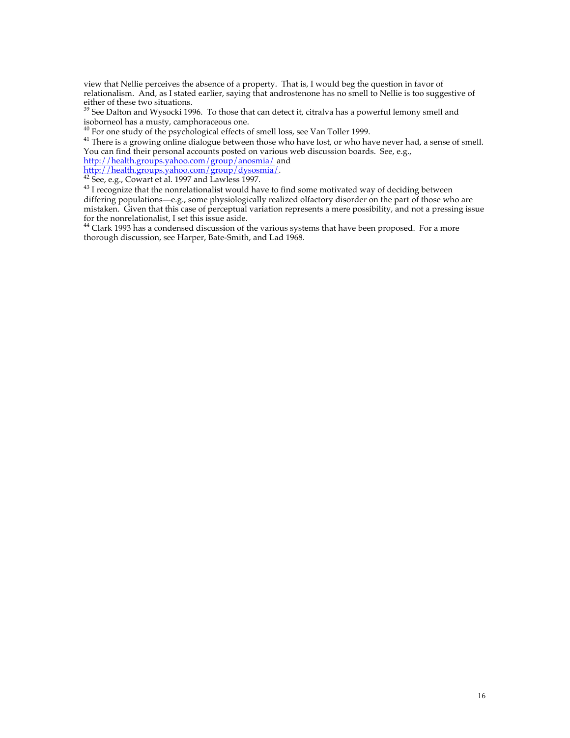view that Nellie perceives the absence of a property. That is, I would beg the question in favor of relationalism. And, as I stated earlier, saying that androstenone has no smell to Nellie is too suggestive of either of these two situations.

[39] See Dalton and Wysocki 1996. To those that can detect it, citralva has a powerful lemony smell and isoborneol has a musty, camphoraceous one.

[40] For one study of the psychological effects of smell loss, see Van Toller 1999.

[41] There is a growing online dialogue between those who have lost, or who have never had, a sense of smell. You can find their personal accounts posted on various web discussion boards. See, e.g., http://health.groups.yahoo.com/group/anosmia/ and http://health.groups.yahoo.com/group/dysosmia/.

[42] See, e.g., Cowart et al. 1997 and Lawless 1997.

[43] I recognize that the nonrelationalist would have to find some motivated way of deciding between differing populations—e.g., some physiologically realized olfactory disorder on the part of those who are mistaken. Given that this case of perceptual variation represents a mere possibility, and not a pressing issue for the nonrelationalist, I set this issue aside.

[44] Clark 1993 has a condensed discussion of the various systems that have been proposed. For a more thorough discussion, see Harper, Bate-Smith, and Lad 1968.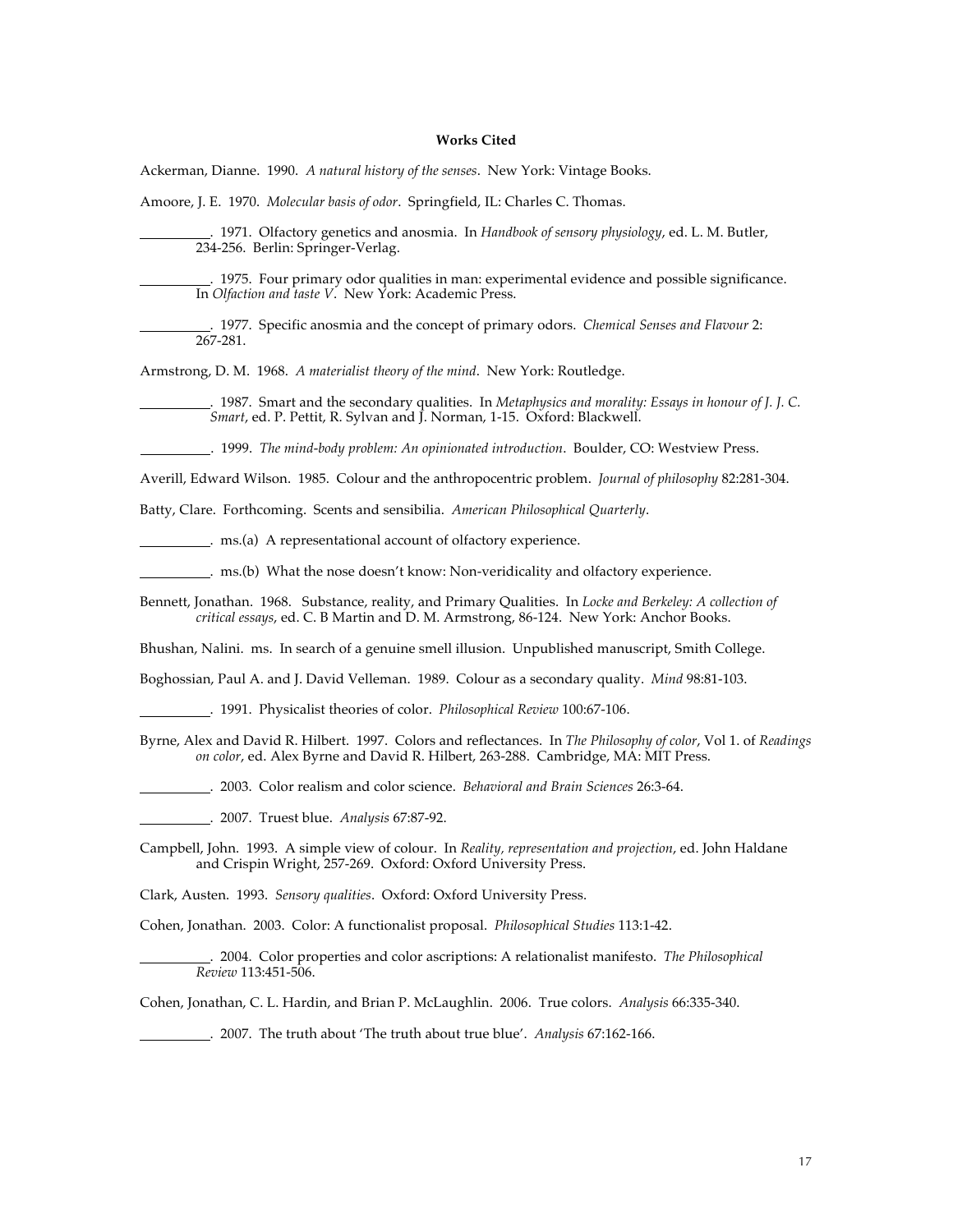**Works Cited**

Ackerman, Dianne. 1990. *A natural history of the senses*. New York: Vintage Books.

Amoore, J. E. 1970. *Molecular basis of odor*. Springfield, IL: Charles C. Thomas.

__________. 1971. Olfactory genetics and anosmia. In *Handbook of sensory physiology*, ed. L. M. Butler, 234-256. Berlin: Springer-Verlag.

__________. 1975. Four primary odor qualities in man: experimental evidence and possible significance. In *Olfaction and taste V*. New York: Academic Press.

__________. 1977. Specific anosmia and the concept of primary odors. *Chemical Senses and Flavour* 2: 267-281.

Armstrong, D. M. 1968. *A materialist theory of the mind*. New York: Routledge.

__________. 1987. Smart and the secondary qualities. In *Metaphysics and morality: Essays in honour of J. J. C. Smart*, ed. P. Pettit, R. Sylvan and J. Norman, 1-15. Oxford: Blackwell.

__________. 1999. *The mind-body problem: An opinionated introduction*. Boulder, CO: Westview Press.

Averill, Edward Wilson. 1985. Colour and the anthropocentric problem. *Journal of philosophy* 82:281-304.

Batty, Clare. Forthcoming. Scents and sensibilia. *American Philosophical Quarterly*.

__________. ms.(a) A representational account of olfactory experience.

__________. ms.(b) What the nose doesn't know: Non-veridicality and olfactory experience.

Bennett, Jonathan. 1968. Substance, reality, and Primary Qualities. In *Locke and Berkeley: A collection of critical essays*, ed. C. B Martin and D. M. Armstrong, 86-124. New York: Anchor Books.

Bhushan, Nalini. ms. In search of a genuine smell illusion. Unpublished manuscript, Smith College.

Boghossian, Paul A. and J. David Velleman. 1989. Colour as a secondary quality. *Mind* 98:81-103.

__________. 1991. Physicalist theories of color. *Philosophical Review* 100:67-106.

Byrne, Alex and David R. Hilbert. 1997. Colors and reflectances. In *The Philosophy of color*, Vol 1. of *Readings on color*, ed. Alex Byrne and David R. Hilbert, 263-288. Cambridge, MA: MIT Press.

__________. 2003. Color realism and color science. *Behavioral and Brain Sciences* 26:3-64.

__________. 2007. Truest blue. *Analysis* 67:87-92.

Campbell, John. 1993. A simple view of colour. In *Reality, representation and projection*, ed. John Haldane and Crispin Wright, 257-269. Oxford: Oxford University Press.

Clark, Austen. 1993. *Sensory qualities*. Oxford: Oxford University Press.

Cohen, Jonathan. 2003. Color: A functionalist proposal. *Philosophical Studies* 113:1-42.

__________. 2004. Color properties and color ascriptions: A relationalist manifesto. *The Philosophical Review* 113:451-506.

Cohen, Jonathan, C. L. Hardin, and Brian P. McLaughlin. 2006. True colors. *Analysis* 66:335-340.

__________. 2007. The truth about 'The truth about true blue'. *Analysis* 67:162-166.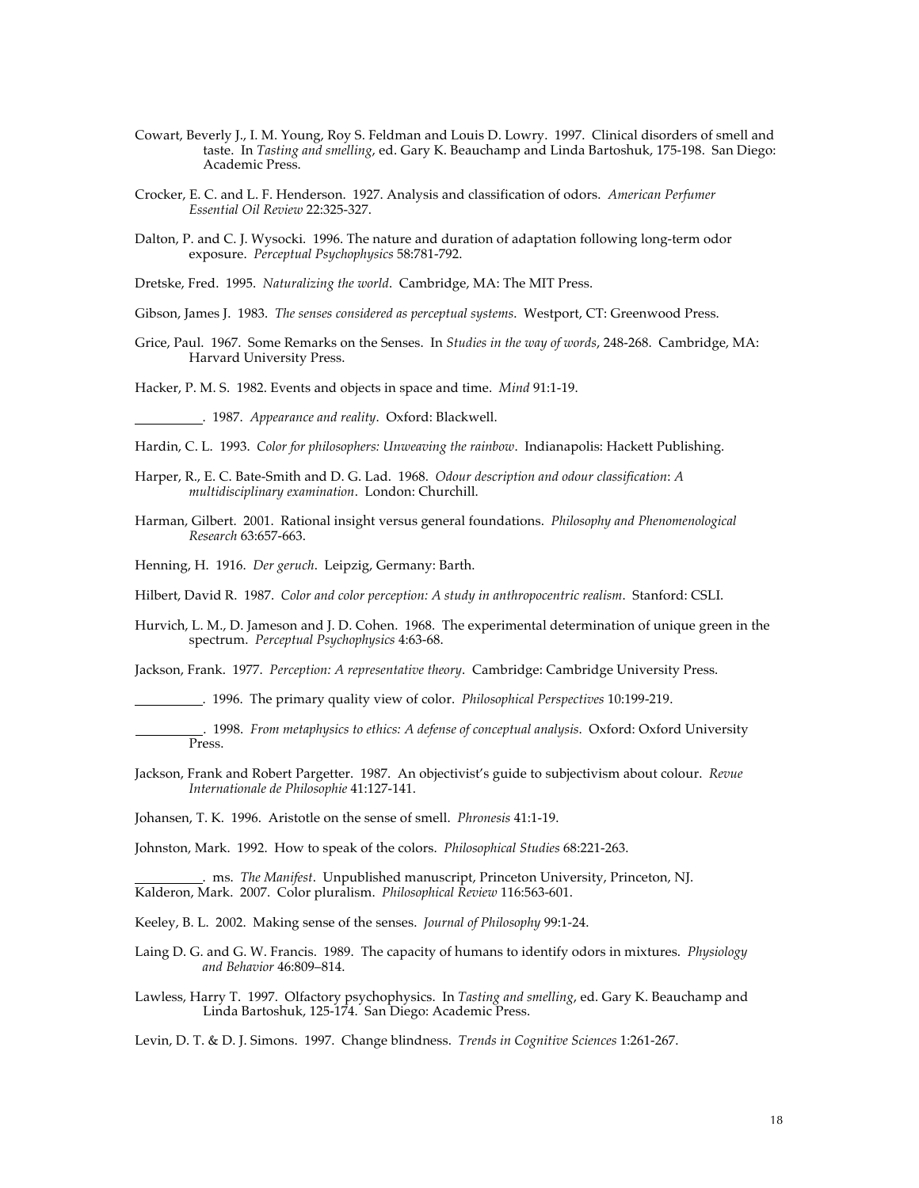Cowart, Beverly J., I. M. Young, Roy S. Feldman and Louis D. Lowry. 1997. Clinical disorders of smell and taste. In *Tasting and smelling*, ed. Gary K. Beauchamp and Linda Bartoshuk, 175-198. San Diego: Academic Press.

Crocker, E. C. and L. F. Henderson. 1927. Analysis and classification of odors. *American Perfumer Essential Oil Review* 22:325-327.

Dalton, P. and C. J. Wysocki. 1996. The nature and duration of adaptation following long-term odor exposure. *Perceptual Psychophysics* 58:781-792.

Dretske, Fred. 1995. *Naturalizing the world*. Cambridge, MA: The MIT Press.

Gibson, James J. 1983. *The senses considered as perceptual systems*. Westport, CT: Greenwood Press.

Grice, Paul. 1967. Some Remarks on the Senses. In *Studies in the way of words*, 248-268. Cambridge, MA: Harvard University Press.

Hacker, P. M. S. 1982. Events and objects in space and time. *Mind* 91:1-19.

\_\_\_\_\_\_\_\_\_\_. 1987. *Appearance and reality*. Oxford: Blackwell.

Hardin, C. L. 1993. *Color for philosophers: Unweaving the rainbow*. Indianapolis: Hackett Publishing.

Harper, R., E. C. Bate-Smith and D. G. Lad. 1968. *Odour description and odour classification: A multidisciplinary examination*. London: Churchill.

Harman, Gilbert. 2001. Rational insight versus general foundations. *Philosophy and Phenomenological Research* 63:657-663.

Henning, H. 1916. *Der geruch*. Leipzig, Germany: Barth.

Hilbert, David R. 1987. *Color and color perception: A study in anthropocentric realism*. Stanford: CSLI.

Hurvich, L. M., D. Jameson and J. D. Cohen. 1968. The experimental determination of unique green in the spectrum. *Perceptual Psychophysics* 4:63-68.

Jackson, Frank. 1977. *Perception: A representative theory*. Cambridge: Cambridge University Press.

\_\_\_\_\_\_\_\_\_\_. 1996. The primary quality view of color. *Philosophical Perspectives* 10:199-219.

\_\_\_\_\_\_\_\_\_\_. 1998. *From metaphysics to ethics: A defense of conceptual analysis*. Oxford: Oxford University Press.

Jackson, Frank and Robert Pargetter. 1987. An objectivist's guide to subjectivism about colour. *Revue Internationale de Philosophie* 41:127-141.

Johansen, T. K. 1996. Aristotle on the sense of smell. *Phronesis* 41:1-19.

Johnston, Mark. 1992. How to speak of the colors. *Philosophical Studies* 68:221-263.

\_\_\_\_\_\_\_\_\_\_. ms. *The Manifest*. Unpublished manuscript, Princeton University, Princeton, NJ.

Kalderon, Mark. 2007. Color pluralism. *Philosophical Review* 116:563-601.

Keeley, B. L. 2002. Making sense of the senses. *Journal of Philosophy* 99:1-24.

Laing D. G. and G. W. Francis. 1989. The capacity of humans to identify odors in mixtures. *Physiology and Behavior* 46:809–814.

Lawless, Harry T. 1997. Olfactory psychophysics. In *Tasting and smelling*, ed. Gary K. Beauchamp and Linda Bartoshuk, 125-174. San Diego: Academic Press.

Levin, D. T. & D. J. Simons. 1997. Change blindness. *Trends in Cognitive Sciences* 1:261-267.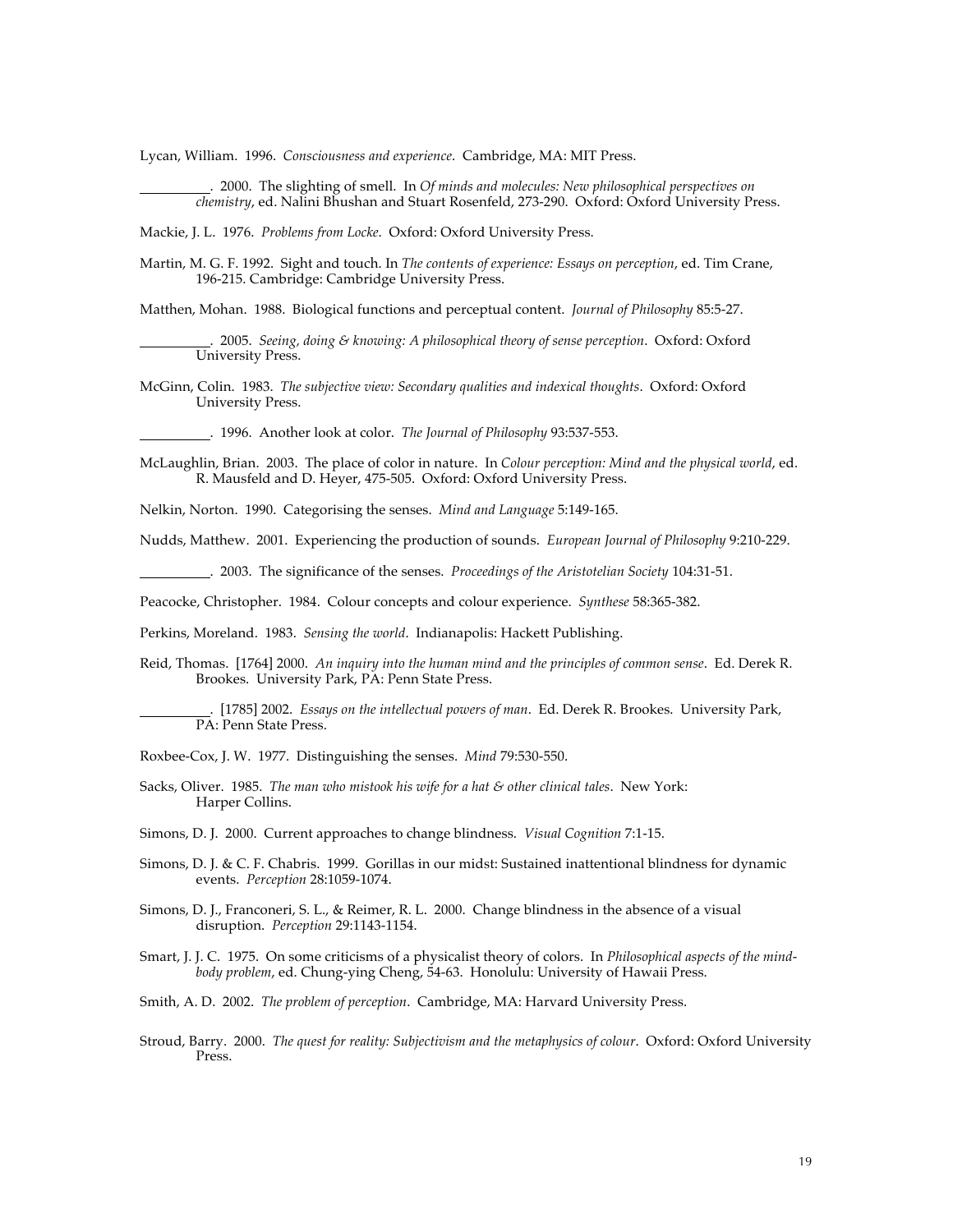Lycan, William. 1996. *Consciousness and experience*. Cambridge, MA: MIT Press.

__________. 2000. The slighting of smell. In *Of minds and molecules: New philosophical perspectives on chemistry*, ed. Nalini Bhushan and Stuart Rosenfeld, 273-290. Oxford: Oxford University Press.

Mackie, J. L. 1976. *Problems from Locke*. Oxford: Oxford University Press.

Martin, M. G. F. 1992. Sight and touch. In *The contents of experience: Essays on perception*, ed. Tim Crane, 196-215. Cambridge: Cambridge University Press.

Matthen, Mohan. 1988. Biological functions and perceptual content. *Journal of Philosophy* 85:5-27.

__________. 2005. *Seeing, doing & knowing: A philosophical theory of sense perception*. Oxford: Oxford University Press.

McGinn, Colin. 1983. *The subjective view: Secondary qualities and indexical thoughts*. Oxford: Oxford University Press.

__________. 1996. Another look at color. *The Journal of Philosophy* 93:537-553.

McLaughlin, Brian. 2003. The place of color in nature. In *Colour perception: Mind and the physical world*, ed. R. Mausfeld and D. Heyer, 475-505. Oxford: Oxford University Press.

Nelkin, Norton. 1990. Categorising the senses. *Mind and Language* 5:149-165.

Nudds, Matthew. 2001. Experiencing the production of sounds. *European Journal of Philosophy* 9:210-229.

__________. 2003. The significance of the senses. *Proceedings of the Aristotelian Society* 104:31-51.

Peacocke, Christopher. 1984. Colour concepts and colour experience. *Synthese* 58:365-382.

Perkins, Moreland. 1983. *Sensing the world*. Indianapolis: Hackett Publishing.

Reid, Thomas. [1764] 2000. *An inquiry into the human mind and the principles of common sense*. Ed. Derek R. Brookes. University Park, PA: Penn State Press.

__________. [1785] 2002. *Essays on the intellectual powers of man*. Ed. Derek R. Brookes. University Park, PA: Penn State Press.

Roxbee-Cox, J. W. 1977. Distinguishing the senses. *Mind* 79:530-550.

Sacks, Oliver. 1985. *The man who mistook his wife for a hat & other clinical tales*. New York: Harper Collins.

Simons, D. J. 2000. Current approaches to change blindness. *Visual Cognition* 7:1-15.

Simons, D. J. & C. F. Chabris. 1999. Gorillas in our midst: Sustained inattentional blindness for dynamic events. *Perception* 28:1059-1074.

Simons, D. J., Franconeri, S. L., & Reimer, R. L. 2000. Change blindness in the absence of a visual disruption. *Perception* 29:1143-1154.

Smart, J. J. C. 1975. On some criticisms of a physicalist theory of colors. In *Philosophical aspects of the mind-body problem*, ed. Chung-ying Cheng, 54-63. Honolulu: University of Hawaii Press.

Smith, A. D. 2002. *The problem of perception*. Cambridge, MA: Harvard University Press.

Stroud, Barry. 2000. *The quest for reality: Subjectivism and the metaphysics of colour*. Oxford: Oxford University Press.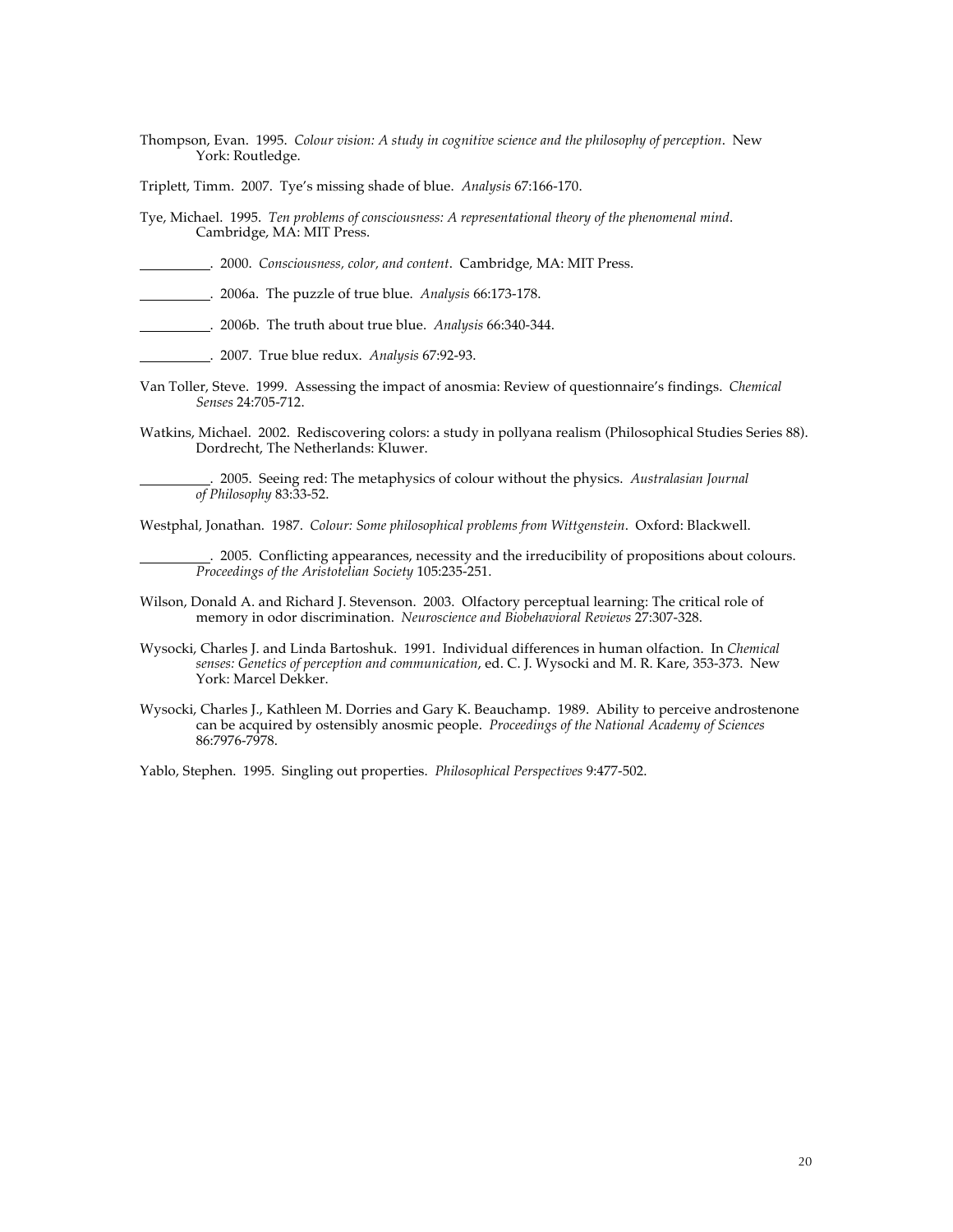Thompson, Evan. 1995. *Colour vision: A study in cognitive science and the philosophy of perception*. New York: Routledge.

Triplett, Timm. 2007. Tye's missing shade of blue. *Analysis* 67:166-170.

Tye, Michael. 1995. *Ten problems of consciousness: A representational theory of the phenomenal mind*. Cambridge, MA: MIT Press.

__________. 2000. *Consciousness, color, and content*. Cambridge, MA: MIT Press.

__________. 2006a. The puzzle of true blue. *Analysis* 66:173-178.

__________. 2006b. The truth about true blue. *Analysis* 66:340-344.

__________. 2007. True blue redux. *Analysis* 67:92-93.

Van Toller, Steve. 1999. Assessing the impact of anosmia: Review of questionnaire's findings. *Chemical Senses* 24:705-712.

Watkins, Michael. 2002. Rediscovering colors: a study in pollyana realism (Philosophical Studies Series 88). Dordrecht, The Netherlands: Kluwer.

__________. 2005. Seeing red: The metaphysics of colour without the physics. *Australasian Journal of Philosophy* 83:33-52.

Westphal, Jonathan. 1987. *Colour: Some philosophical problems from Wittgenstein*. Oxford: Blackwell.

__________. 2005. Conflicting appearances, necessity and the irreducibility of propositions about colours. *Proceedings of the Aristotelian Society* 105:235-251.

Wilson, Donald A. and Richard J. Stevenson. 2003. Olfactory perceptual learning: The critical role of memory in odor discrimination. *Neuroscience and Biobehavioral Reviews* 27:307-328.

Wysocki, Charles J. and Linda Bartoshuk. 1991. Individual differences in human olfaction. In *Chemical senses: Genetics of perception and communication*, ed. C. J. Wysocki and M. R. Kare, 353-373. New York: Marcel Dekker.

Wysocki, Charles J., Kathleen M. Dorries and Gary K. Beauchamp. 1989. Ability to perceive androstenone can be acquired by ostensibly anosmic people. *Proceedings of the National Academy of Sciences* 86:7976-7978.

Yablo, Stephen. 1995. Singling out properties. *Philosophical Perspectives* 9:477-502.